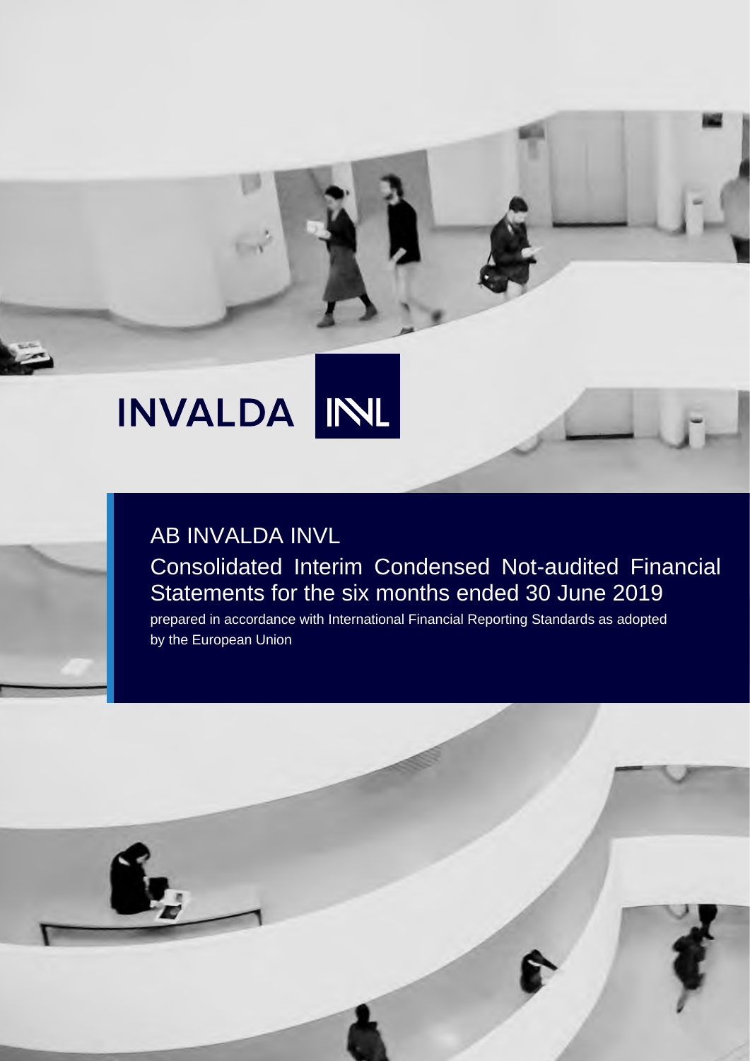INVALDA INVL

# AB INVALDA INVL

## Consolidated Interim Condensed Not-audited Financial Statements for the six months ended 30 June 2019

prepared in accordance with International Financial Reporting Standards as adopted by the European Union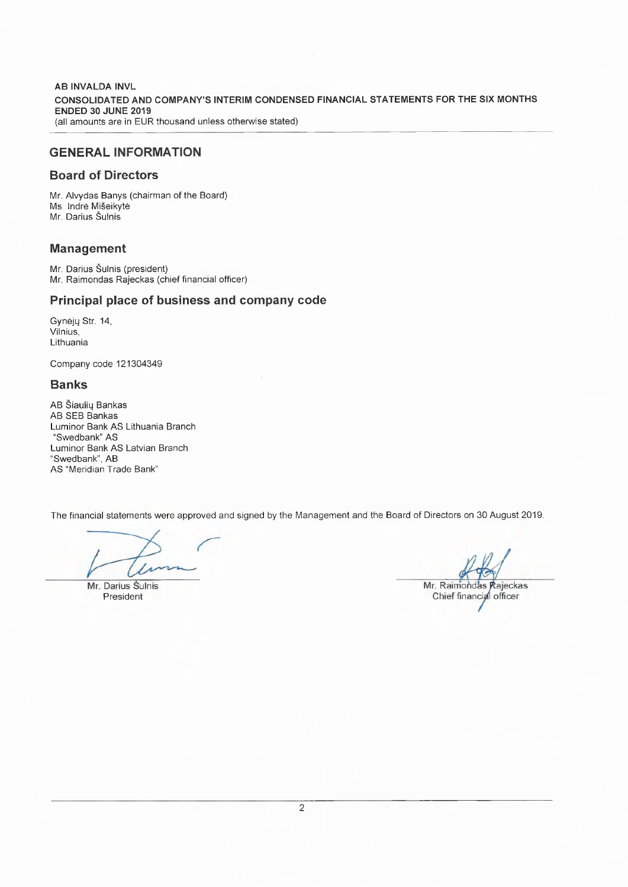# GENERAL INFORMATION

## Board of Directors

Mr. Alvydas Banys (chairman of the Board)
Ms. Indrė Mišeikytė
Mr. Darius Šulnis

## Management

Mr. Darius Šulnis (president)
Mr. Raimondas Rajeckas (chief financial officer)

## Principal place of business and company code

Gynėjų Str. 14,
Vilnius,
Lithuania

Company code 121304349

## Banks

AB Šiaulių Bankas
AB SEB Bankas
Luminor Bank AS Lithuania Branch
"Swedbank" AS
Luminor Bank AS Latvian Branch
"Swedbank", AB
AS "Meridian Trade Bank"

The financial statements were approved and signed by the Management and the Board of Directors on 30 August 2019.

Mr. Darius Šulnis
President

Mr. Raimondas Rajeckas
Chief financial officer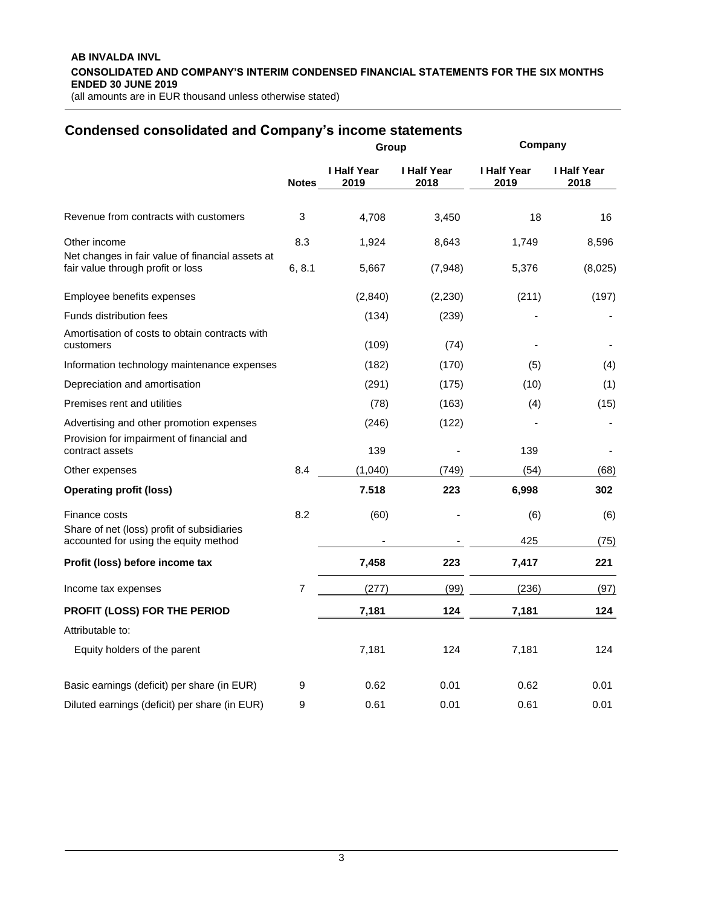## Condensed consolidated and Company's income statements

| | Notes | Group | | Company | |
|---|---|---|---|---|---|
| | | I Half Year 2019 | I Half Year 2018 | I Half Year 2019 | I Half Year 2018 |
| Revenue from contracts with customers | 3 | 4,708 | 3,450 | 18 | 16 |
| Other income | 8.3 | 1,924 | 8,643 | 1,749 | 8,596 |
| Net changes in fair value of financial assets at fair value through profit or loss | 6, 8.1 | 5,667 | (7,948) | 5,376 | (8,025) |
| Employee benefits expenses | | (2,840) | (2,230) | (211) | (197) |
| Funds distribution fees | | (134) | (239) | - | - |
| Amortisation of costs to obtain contracts with customers | | (109) | (74) | - | - |
| Information technology maintenance expenses | | (182) | (170) | (5) | (4) |
| Depreciation and amortisation | | (291) | (175) | (10) | (1) |
| Premises rent and utilities | | (78) | (163) | (4) | (15) |
| Advertising and other promotion expenses | | (246) | (122) | - | - |
| Provision for impairment of financial and contract assets | | 139 | - | 139 | - |
| Other expenses | 8.4 | (1,040) | (749) | (54) | (68) |
| **Operating profit (loss)** | | **7.518** | **223** | **6,998** | **302** |
| Finance costs | 8.2 | (60) | - | (6) | (6) |
| Share of net (loss) profit of subsidiaries accounted for using the equity method | | - | - | 425 | (75) |
| **Profit (loss) before income tax** | | **7,458** | **223** | **7,417** | **221** |
| Income tax expenses | 7 | (277) | (99) | (236) | (97) |
| **PROFIT (LOSS) FOR THE PERIOD** | | **7,181** | **124** | **7,181** | **124** |
| Attributable to: | | | | | |
| Equity holders of the parent | | 7,181 | 124 | 7,181 | 124 |
| Basic earnings (deficit) per share (in EUR) | 9 | 0.62 | 0.01 | 0.62 | 0.01 |
| Diluted earnings (deficit) per share (in EUR) | 9 | 0.61 | 0.01 | 0.61 | 0.01 |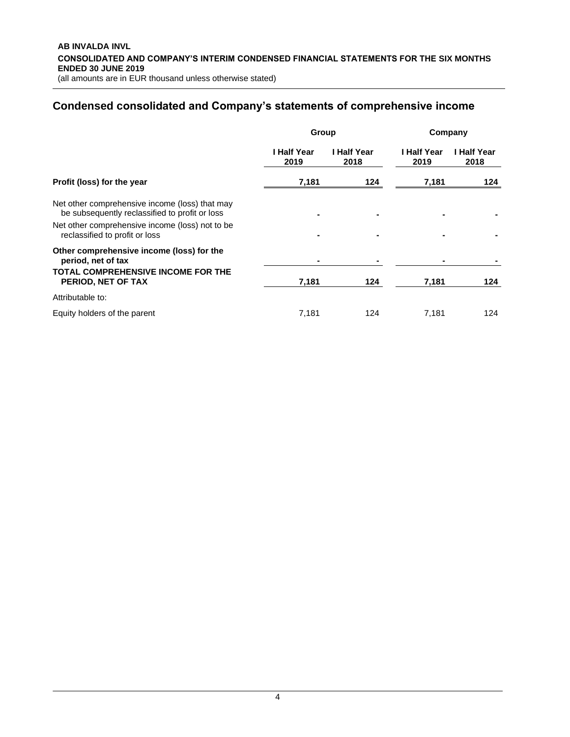## Condensed consolidated and Company's statements of comprehensive income

| | Group | | Company | |
|---|---|---|---|---|
| | I Half Year 2019 | I Half Year 2018 | I Half Year 2019 | I Half Year 2018 |
| **Profit (loss) for the year** | **7,181** | **124** | **7,181** | **124** |
| Net other comprehensive income (loss) that may be subsequently reclassified to profit or loss | - | - | - | - |
| Net other comprehensive income (loss) not to be reclassified to profit or loss | - | - | - | - |
| **Other comprehensive income (loss) for the period, net of tax** | - | - | - | - |
| **TOTAL COMPREHENSIVE INCOME FOR THE PERIOD, NET OF TAX** | **7,181** | **124** | **7,181** | **124** |
| Attributable to: | | | | |
| Equity holders of the parent | 7,181 | 124 | 7,181 | 124 |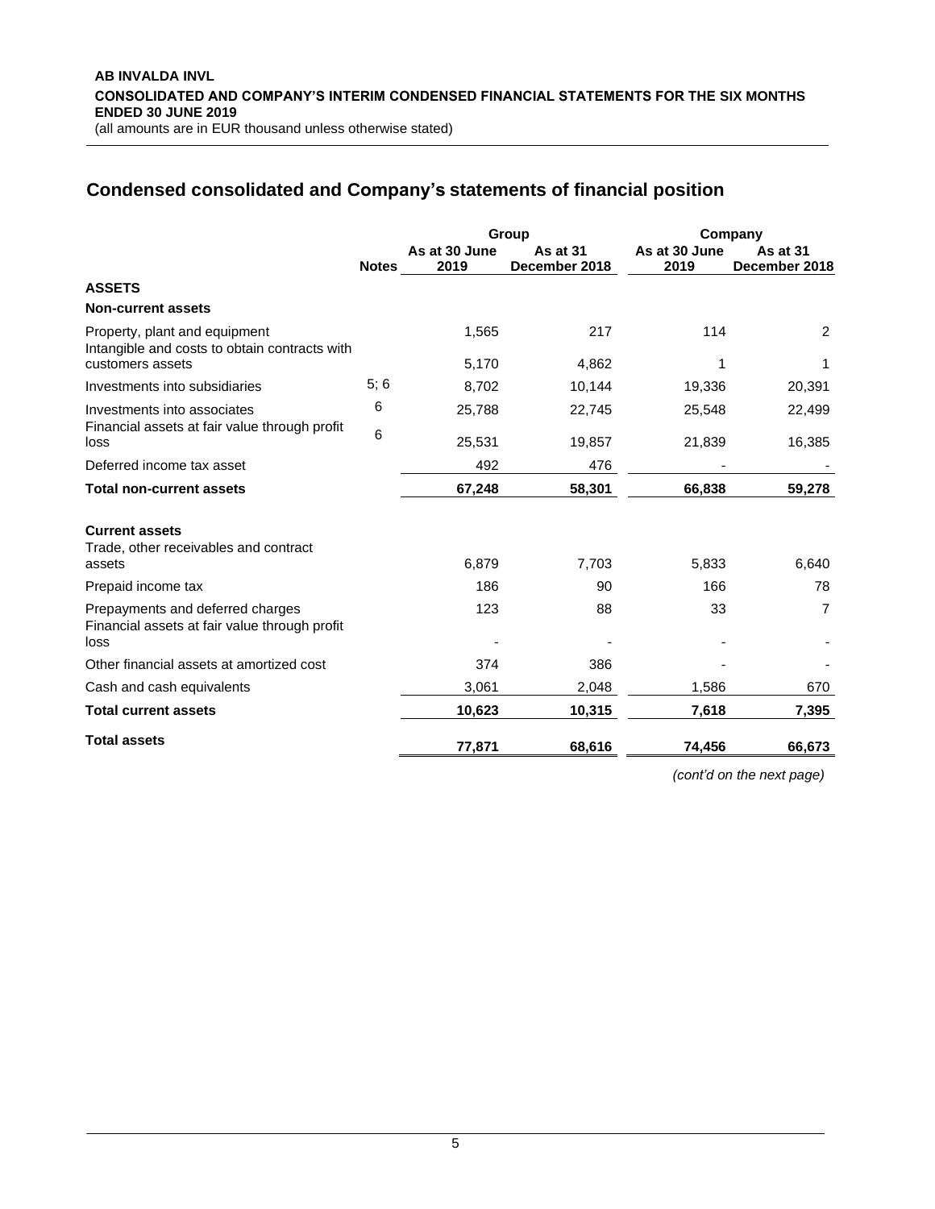**AB INVALDA INVL**
**CONSOLIDATED AND COMPANY'S INTERIM CONDENSED FINANCIAL STATEMENTS FOR THE SIX MONTHS ENDED 30 JUNE 2019**
(all amounts are in EUR thousand unless otherwise stated)

## Condensed consolidated and Company's statements of financial position

| | | Group | | Company | |
|---|---|---|---|---|---|
| | **Notes** | **As at 30 June 2019** | **As at 31 December 2018** | **As at 30 June 2019** | **As at 31 December 2018** |
| **ASSETS** | | | | | |
| **Non-current assets** | | | | | |
| Property, plant and equipment | | 1,565 | 217 | 114 | 2 |
| Intangible and costs to obtain contracts with customers assets | | 5,170 | 4,862 | 1 | 1 |
| Investments into subsidiaries | 5; 6 | 8,702 | 10,144 | 19,336 | 20,391 |
| Investments into associates | 6 | 25,788 | 22,745 | 25,548 | 22,499 |
| Financial assets at fair value through profit loss | 6 | 25,531 | 19,857 | 21,839 | 16,385 |
| Deferred income tax asset | | 492 | 476 | - | - |
| **Total non-current assets** | | **67,248** | **58,301** | **66,838** | **59,278** |
| | | | | | |
| **Current assets** | | | | | |
| Trade, other receivables and contract assets | | 6,879 | 7,703 | 5,833 | 6,640 |
| Prepaid income tax | | 186 | 90 | 166 | 78 |
| Prepayments and deferred charges | | 123 | 88 | 33 | 7 |
| Financial assets at fair value through profit loss | | - | - | - | - |
| Other financial assets at amortized cost | | 374 | 386 | - | - |
| Cash and cash equivalents | | 3,061 | 2,048 | 1,586 | 670 |
| **Total current assets** | | **10,623** | **10,315** | **7,618** | **7,395** |
| **Total assets** | | **77,871** | **68,616** | **74,456** | **66,673** |

*(cont'd on the next page)*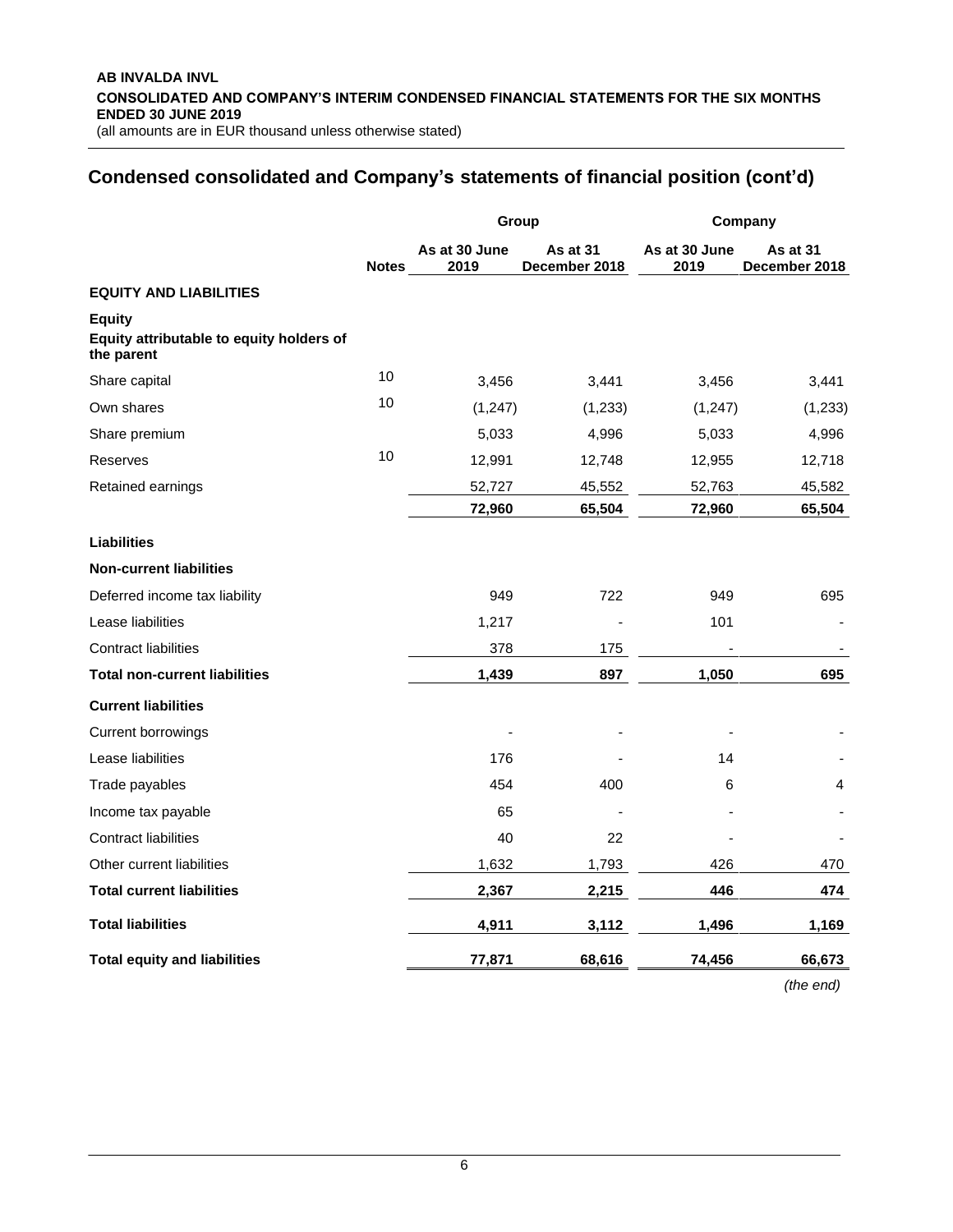## Condensed consolidated and Company's statements of financial position (cont'd)

| | Notes | Group | | Company | |
|---|---|---|---|---|---|
| | | As at 30 June 2019 | As at 31 December 2018 | As at 30 June 2019 | As at 31 December 2018 |
| **EQUITY AND LIABILITIES** | | | | | |
| **Equity** | | | | | |
| **Equity attributable to equity holders of the parent** | | | | | |
| Share capital | 10 | 3,456 | 3,441 | 3,456 | 3,441 |
| Own shares | 10 | (1,247) | (1,233) | (1,247) | (1,233) |
| Share premium | | 5,033 | 4,996 | 5,033 | 4,996 |
| Reserves | 10 | 12,991 | 12,748 | 12,955 | 12,718 |
| Retained earnings | | 52,727 | 45,552 | 52,763 | 45,582 |
| | | **72,960** | **65,504** | **72,960** | **65,504** |
| **Liabilities** | | | | | |
| **Non-current liabilities** | | | | | |
| Deferred income tax liability | | 949 | 722 | 949 | 695 |
| Lease liabilities | | 1,217 | - | 101 | - |
| Contract liabilities | | 378 | 175 | - | - |
| **Total non-current liabilities** | | **1,439** | **897** | **1,050** | **695** |
| **Current liabilities** | | | | | |
| Current borrowings | | - | - | - | - |
| Lease liabilities | | 176 | - | 14 | - |
| Trade payables | | 454 | 400 | 6 | 4 |
| Income tax payable | | 65 | - | - | - |
| Contract liabilities | | 40 | 22 | - | - |
| Other current liabilities | | 1,632 | 1,793 | 426 | 470 |
| **Total current liabilities** | | **2,367** | **2,215** | **446** | **474** |
| **Total liabilities** | | **4,911** | **3,112** | **1,496** | **1,169** |
| **Total equity and liabilities** | | **77,871** | **68,616** | **74,456** | **66,673** |

*(the end)*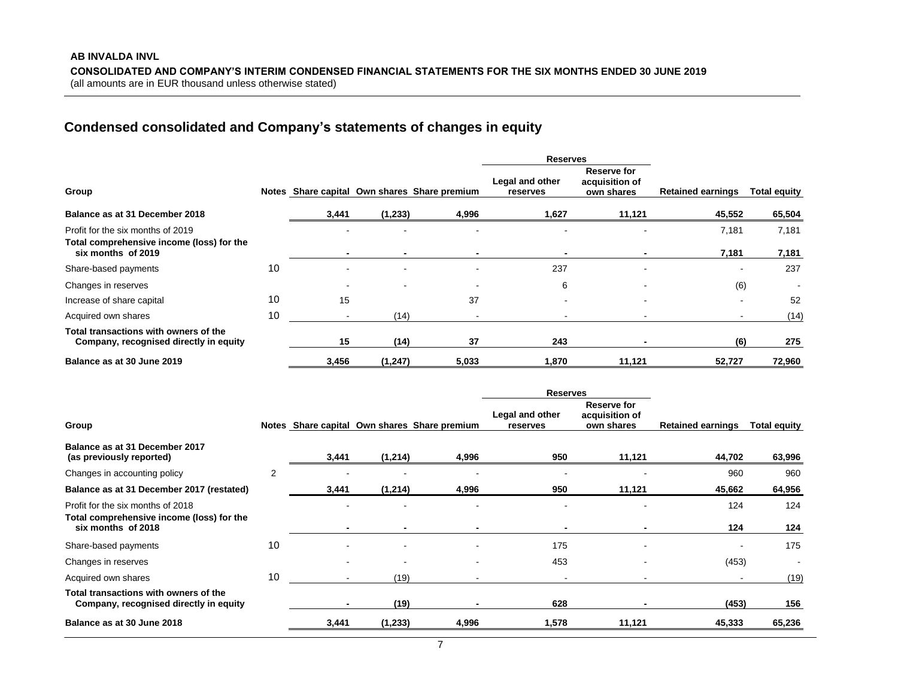## Condensed consolidated and Company's statements of changes in equity

| Group | Notes | Share capital | Own shares | Share premium | Reserves | | Retained earnings | Total equity |
|---|---|---|---|---|---|---|---|---|
| | | | | | Legal and other reserves | Reserve for acquisition of own shares | | |
| **Balance as at 31 December 2018** | | **3,441** | **(1,233)** | **4,996** | **1,627** | **11,121** | **45,552** | **65,504** |
| Profit for the six months of 2019 | | - | - | - | - | - | 7,181 | 7,181 |
| **Total comprehensive income (loss) for the six months of 2019** | | **-** | **-** | **-** | **-** | **-** | **7,181** | **7,181** |
| Share-based payments | 10 | - | - | - | 237 | - | - | 237 |
| Changes in reserves | | - | - | - | 6 | - | (6) | - |
| Increase of share capital | 10 | 15 | | 37 | - | - | - | 52 |
| Acquired own shares | 10 | - | (14) | - | - | - | - | (14) |
| **Total transactions with owners of the Company, recognised directly in equity** | | **15** | **(14)** | **37** | **243** | **-** | **(6)** | **275** |
| **Balance as at 30 June 2019** | | **3,456** | **(1,247)** | **5,033** | **1,870** | **11,121** | **52,727** | **72,960** |

| Group | Notes | Share capital | Own shares | Share premium | Reserves | | Retained earnings | Total equity |
|---|---|---|---|---|---|---|---|---|
| | | | | | Legal and other reserves | Reserve for acquisition of own shares | | |
| **Balance as at 31 December 2017 (as previously reported)** | | **3,441** | **(1,214)** | **4,996** | **950** | **11,121** | **44,702** | **63,996** |
| Changes in accounting policy | 2 | - | - | - | - | - | 960 | 960 |
| **Balance as at 31 December 2017 (restated)** | | **3,441** | **(1,214)** | **4,996** | **950** | **11,121** | **45,662** | **64,956** |
| Profit for the six months of 2018 | | - | - | - | - | - | 124 | 124 |
| **Total comprehensive income (loss) for the six months of 2018** | | **-** | **-** | **-** | **-** | **-** | **124** | **124** |
| Share-based payments | 10 | - | - | - | 175 | - | - | 175 |
| Changes in reserves | | - | - | - | 453 | - | (453) | - |
| Acquired own shares | 10 | - | (19) | - | - | - | - | (19) |
| **Total transactions with owners of the Company, recognised directly in equity** | | **-** | **(19)** | **-** | **628** | **-** | **(453)** | **156** |
| **Balance as at 30 June 2018** | | **3,441** | **(1,233)** | **4,996** | **1,578** | **11,121** | **45,333** | **65,236** |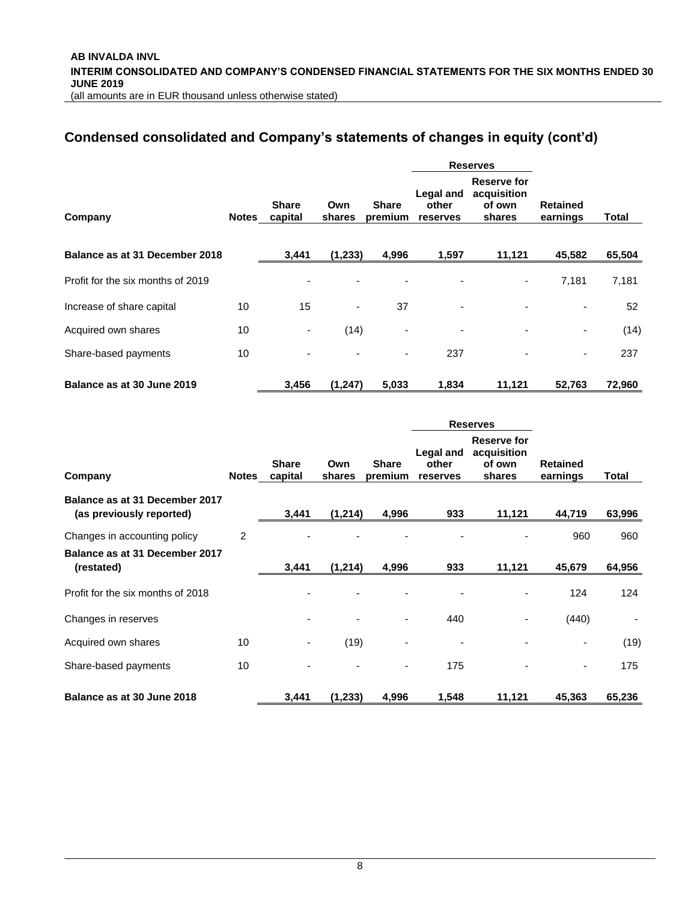## Condensed consolidated and Company's statements of changes in equity (cont'd)

| Company | Notes | Share capital | Own shares | Share premium | Reserves | | Retained earnings | Total |
|---|---|---|---|---|---|---|---|---|
| | | | | | Legal and other reserves | Reserve for acquisition of own shares | | |
| **Balance as at 31 December 2018** | | **3,441** | **(1,233)** | **4,996** | **1,597** | **11,121** | **45,582** | **65,504** |
| Profit for the six months of 2019 | | - | - | - | - | - | 7,181 | 7,181 |
| Increase of share capital | 10 | 15 | - | 37 | - | - | - | 52 |
| Acquired own shares | 10 | - | (14) | - | - | - | - | (14) |
| Share-based payments | 10 | - | - | - | 237 | - | - | 237 |
| **Balance as at 30 June 2019** | | **3,456** | **(1,247)** | **5,033** | **1,834** | **11,121** | **52,763** | **72,960** |

| Company | Notes | Share capital | Own shares | Share premium | Reserves | | Retained earnings | Total |
|---|---|---|---|---|---|---|---|---|
| | | | | | Legal and other reserves | Reserve for acquisition of own shares | | |
| **Balance as at 31 December 2017 (as previously reported)** | | **3,441** | **(1,214)** | **4,996** | **933** | **11,121** | **44,719** | **63,996** |
| Changes in accounting policy | 2 | - | - | - | - | - | 960 | 960 |
| **Balance as at 31 December 2017 (restated)** | | **3,441** | **(1,214)** | **4,996** | **933** | **11,121** | **45,679** | **64,956** |
| Profit for the six months of 2018 | | - | - | - | - | - | 124 | 124 |
| Changes in reserves | | - | - | - | 440 | - | (440) | - |
| Acquired own shares | 10 | - | (19) | - | - | - | - | (19) |
| Share-based payments | 10 | - | - | - | 175 | - | - | 175 |
| **Balance as at 30 June 2018** | | **3,441** | **(1,233)** | **4,996** | **1,548** | **11,121** | **45,363** | **65,236** |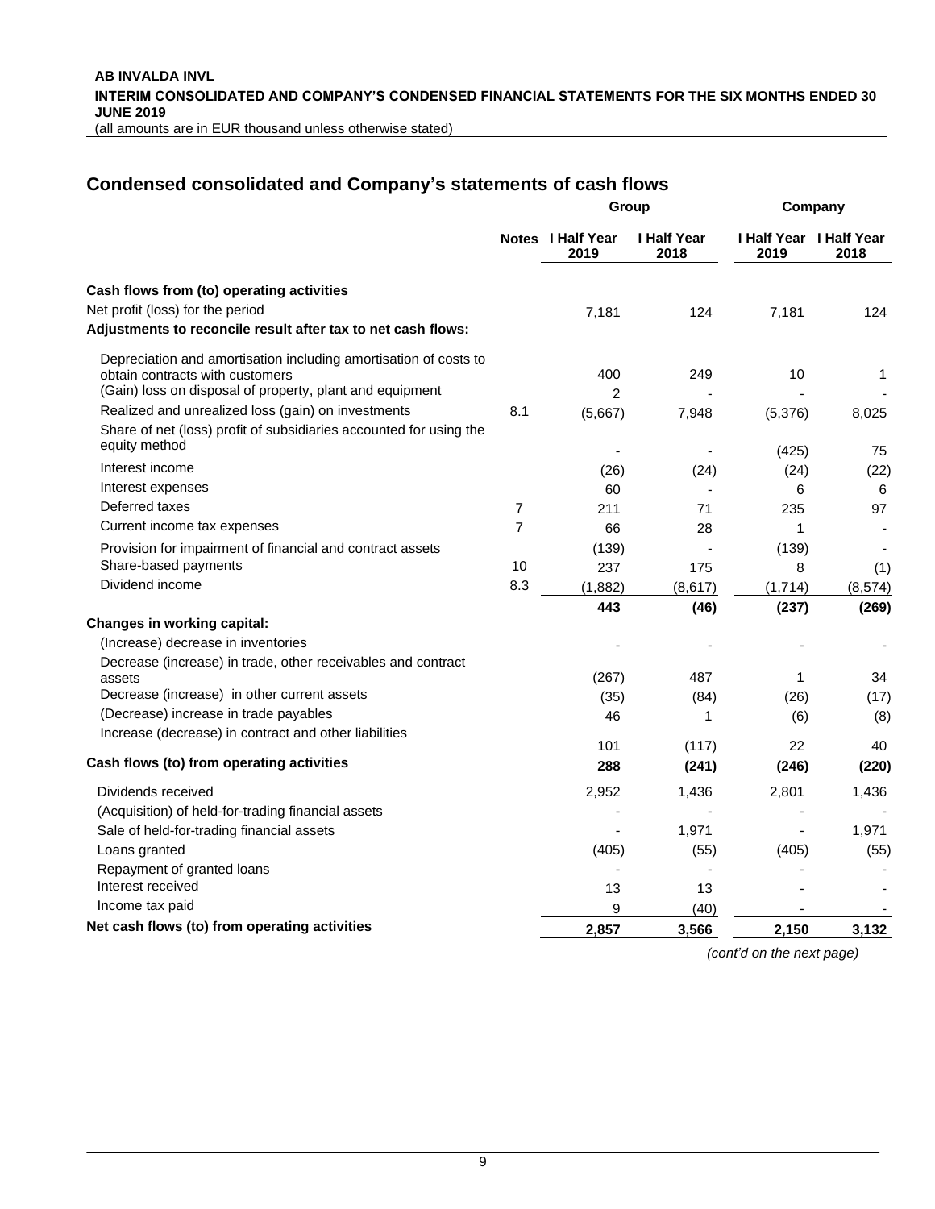## Condensed consolidated and Company's statements of cash flows

| | Notes | Group | | Company | |
|---|---|---|---|---|---|
| | | I Half Year 2019 | I Half Year 2018 | I Half Year 2019 | I Half Year 2018 |
| **Cash flows from (to) operating activities** | | | | | |
| Net profit (loss) for the period | | 7,181 | 124 | 7,181 | 124 |
| **Adjustments to reconcile result after tax to net cash flows:** | | | | | |
| Depreciation and amortisation including amortisation of costs to obtain contracts with customers | | 400 | 249 | 10 | 1 |
| (Gain) loss on disposal of property, plant and equipment | | 2 | - | - | - |
| Realized and unrealized loss (gain) on investments | 8.1 | (5,667) | 7,948 | (5,376) | 8,025 |
| Share of net (loss) profit of subsidiaries accounted for using the equity method | | - | - | (425) | 75 |
| Interest income | | (26) | (24) | (24) | (22) |
| Interest expenses | | 60 | - | 6 | 6 |
| Deferred taxes | 7 | 211 | 71 | 235 | 97 |
| Current income tax expenses | 7 | 66 | 28 | 1 | - |
| Provision for impairment of financial and contract assets | | (139) | - | (139) | - |
| Share-based payments | 10 | 237 | 175 | 8 | (1) |
| Dividend income | 8.3 | (1,882) | (8,617) | (1,714) | (8,574) |
| | | **443** | **(46)** | **(237)** | **(269)** |
| **Changes in working capital:** | | | | | |
| (Increase) decrease in inventories | | - | - | - | - |
| Decrease (increase) in trade, other receivables and contract assets | | (267) | 487 | 1 | 34 |
| Decrease (increase) in other current assets | | (35) | (84) | (26) | (17) |
| (Decrease) increase in trade payables | | 46 | 1 | (6) | (8) |
| Increase (decrease) in contract and other liabilities | | 101 | (117) | 22 | 40 |
| **Cash flows (to) from operating activities** | | **288** | **(241)** | **(246)** | **(220)** |
| Dividends received | | 2,952 | 1,436 | 2,801 | 1,436 |
| (Acquisition) of held-for-trading financial assets | | - | - | - | - |
| Sale of held-for-trading financial assets | | - | 1,971 | - | 1,971 |
| Loans granted | | (405) | (55) | (405) | (55) |
| Repayment of granted loans | | - | - | - | - |
| Interest received | | 13 | 13 | - | - |
| Income tax paid | | 9 | (40) | - | - |
| **Net cash flows (to) from operating activities** | | **2,857** | **3,566** | **2,150** | **3,132** |

*(cont'd on the next page)*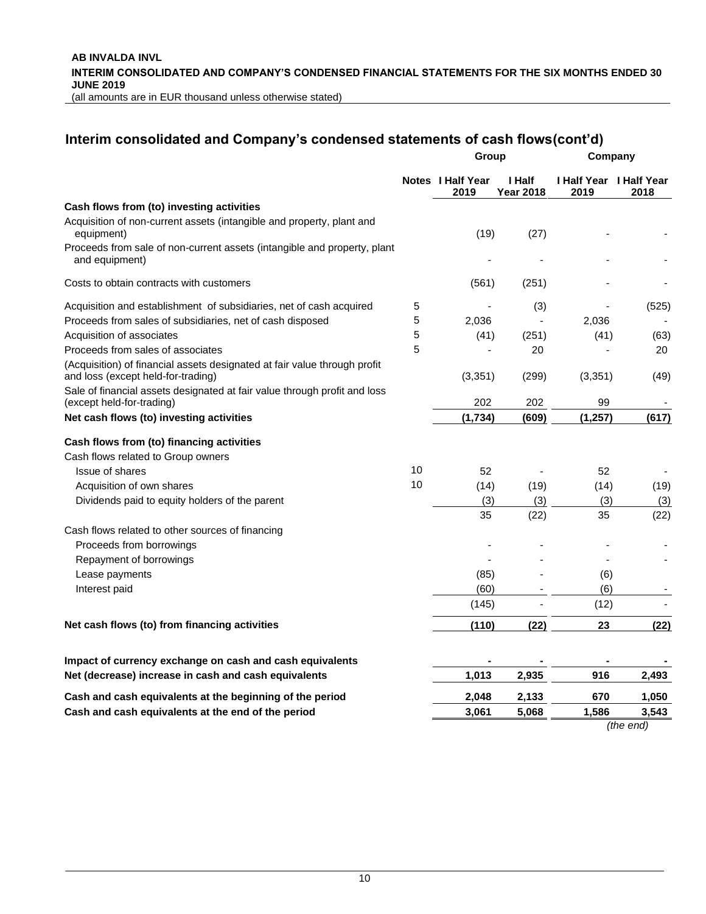## Interim consolidated and Company's condensed statements of cash flows(cont'd)

| | Notes | Group | | Company | |
|---|---|---|---|---|---|
| | | I Half Year 2019 | I Half Year 2018 | I Half Year 2019 | I Half Year 2018 |
| **Cash flows from (to) investing activities** | | | | | |
| Acquisition of non-current assets (intangible and property, plant and equipment) | | (19) | (27) | - | - |
| Proceeds from sale of non-current assets (intangible and property, plant and equipment) | | - | - | - | - |
| Costs to obtain contracts with customers | | (561) | (251) | - | - |
| Acquisition and establishment of subsidiaries, net of cash acquired | 5 | - | (3) | - | (525) |
| Proceeds from sales of subsidiaries, net of cash disposed | 5 | 2,036 | - | 2,036 | - |
| Acquisition of associates | 5 | (41) | (251) | (41) | (63) |
| Proceeds from sales of associates | 5 | - | 20 | - | 20 |
| (Acquisition) of financial assets designated at fair value through profit and loss (except held-for-trading) | | (3,351) | (299) | (3,351) | (49) |
| Sale of financial assets designated at fair value through profit and loss (except held-for-trading) | | 202 | 202 | 99 | - |
| **Net cash flows (to) investing activities** | | **(1,734)** | **(609)** | **(1,257)** | **(617)** |
| **Cash flows from (to) financing activities** | | | | | |
| Cash flows related to Group owners | | | | | |
| Issue of shares | 10 | 52 | - | 52 | - |
| Acquisition of own shares | 10 | (14) | (19) | (14) | (19) |
| Dividends paid to equity holders of the parent | | (3) | (3) | (3) | (3) |
| | | 35 | (22) | 35 | (22) |
| Cash flows related to other sources of financing | | | | | |
| Proceeds from borrowings | | - | - | - | - |
| Repayment of borrowings | | - | - | - | - |
| Lease payments | | (85) | - | (6) | |
| Interest paid | | (60) | - | (6) | - |
| | | (145) | - | (12) | - |
| **Net cash flows (to) from financing activities** | | **(110)** | **(22)** | **23** | **(22)** |
| **Impact of currency exchange on cash and cash equivalents** | | **-** | **-** | **-** | **-** |
| **Net (decrease) increase in cash and cash equivalents** | | **1,013** | **2,935** | **916** | **2,493** |
| **Cash and cash equivalents at the beginning of the period** | | **2,048** | **2,133** | **670** | **1,050** |
| **Cash and cash equivalents at the end of the period** | | **3,061** | **5,068** | **1,586** | **3,543** |

*(the end)*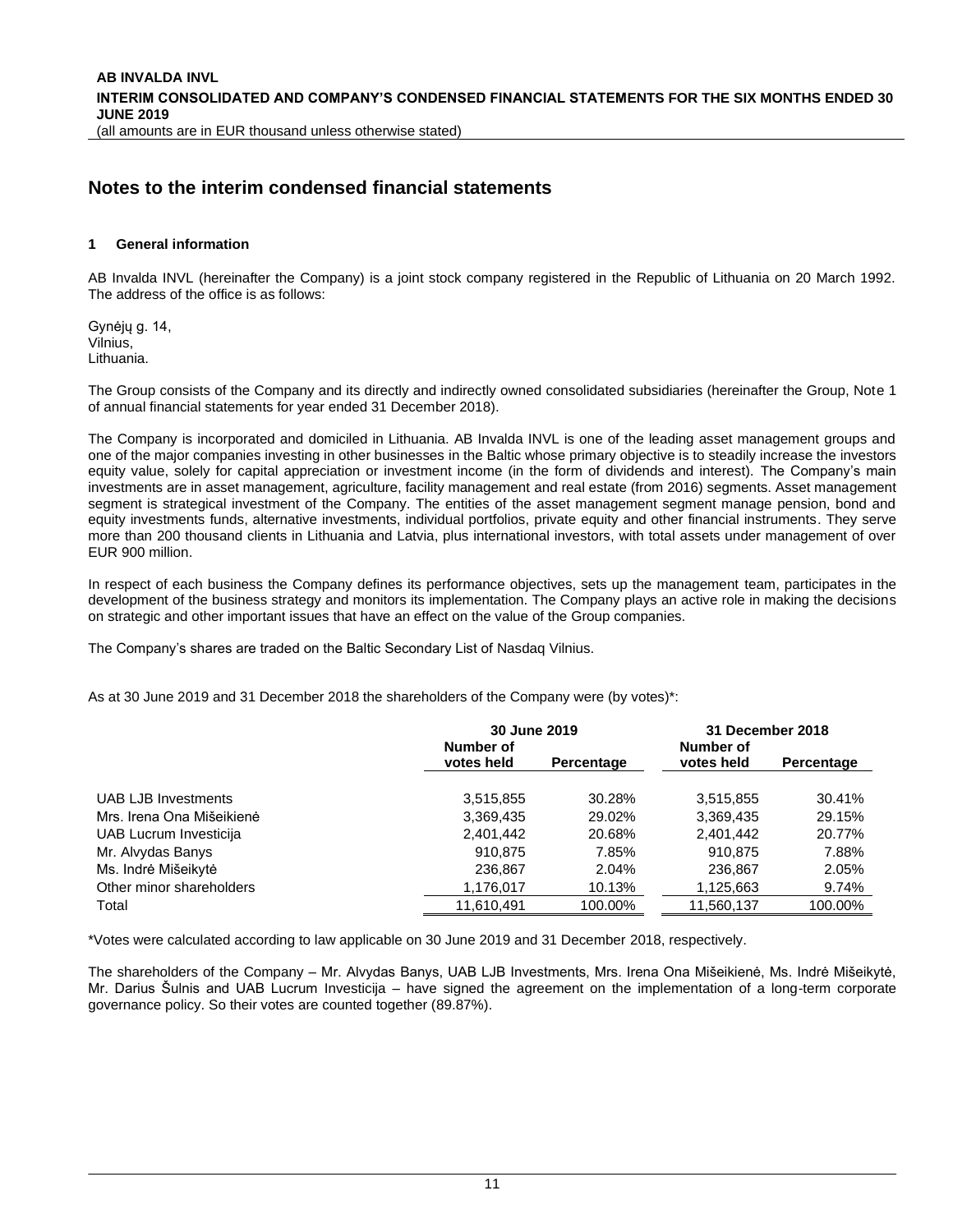# Notes to the interim condensed financial statements

## 1 General information

AB Invalda INVL (hereinafter the Company) is a joint stock company registered in the Republic of Lithuania on 20 March 1992. The address of the office is as follows:

Gynėjų g. 14,
Vilnius,
Lithuania.

The Group consists of the Company and its directly and indirectly owned consolidated subsidiaries (hereinafter the Group, Note 1 of annual financial statements for year ended 31 December 2018).

The Company is incorporated and domiciled in Lithuania. AB Invalda INVL is one of the leading asset management groups and one of the major companies investing in other businesses in the Baltic whose primary objective is to steadily increase the investors equity value, solely for capital appreciation or investment income (in the form of dividends and interest). The Company's main investments are in asset management, agriculture, facility management and real estate (from 2016) segments. Asset management segment is strategical investment of the Company. The entities of the asset management segment manage pension, bond and equity investments funds, alternative investments, individual portfolios, private equity and other financial instruments. They serve more than 200 thousand clients in Lithuania and Latvia, plus international investors, with total assets under management of over EUR 900 million.

In respect of each business the Company defines its performance objectives, sets up the management team, participates in the development of the business strategy and monitors its implementation. The Company plays an active role in making the decisions on strategic and other important issues that have an effect on the value of the Group companies.

The Company's shares are traded on the Baltic Secondary List of Nasdaq Vilnius.

As at 30 June 2019 and 31 December 2018 the shareholders of the Company were (by votes)*:

| | 30 June 2019 | | 31 December 2018 | |
|---|---|---|---|---|
| | Number of votes held | Percentage | Number of votes held | Percentage |
| UAB LJB Investments | 3,515,855 | 30.28% | 3,515,855 | 30.41% |
| Mrs. Irena Ona Mišeikienė | 3,369,435 | 29.02% | 3,369,435 | 29.15% |
| UAB Lucrum Investicija | 2,401,442 | 20.68% | 2,401,442 | 20.77% |
| Mr. Alvydas Banys | 910,875 | 7.85% | 910,875 | 7.88% |
| Ms. Indrė Mišeikytė | 236,867 | 2.04% | 236,867 | 2.05% |
| Other minor shareholders | 1,176,017 | 10.13% | 1,125,663 | 9.74% |
| Total | 11,610,491 | 100.00% | 11,560,137 | 100.00% |

*Votes were calculated according to law applicable on 30 June 2019 and 31 December 2018, respectively.

The shareholders of the Company – Mr. Alvydas Banys, UAB LJB Investments, Mrs. Irena Ona Mišeikienė, Ms. Indrė Mišeikytė, Mr. Darius Šulnis and UAB Lucrum Investicija – have signed the agreement on the implementation of a long-term corporate governance policy. So their votes are counted together (89.87%).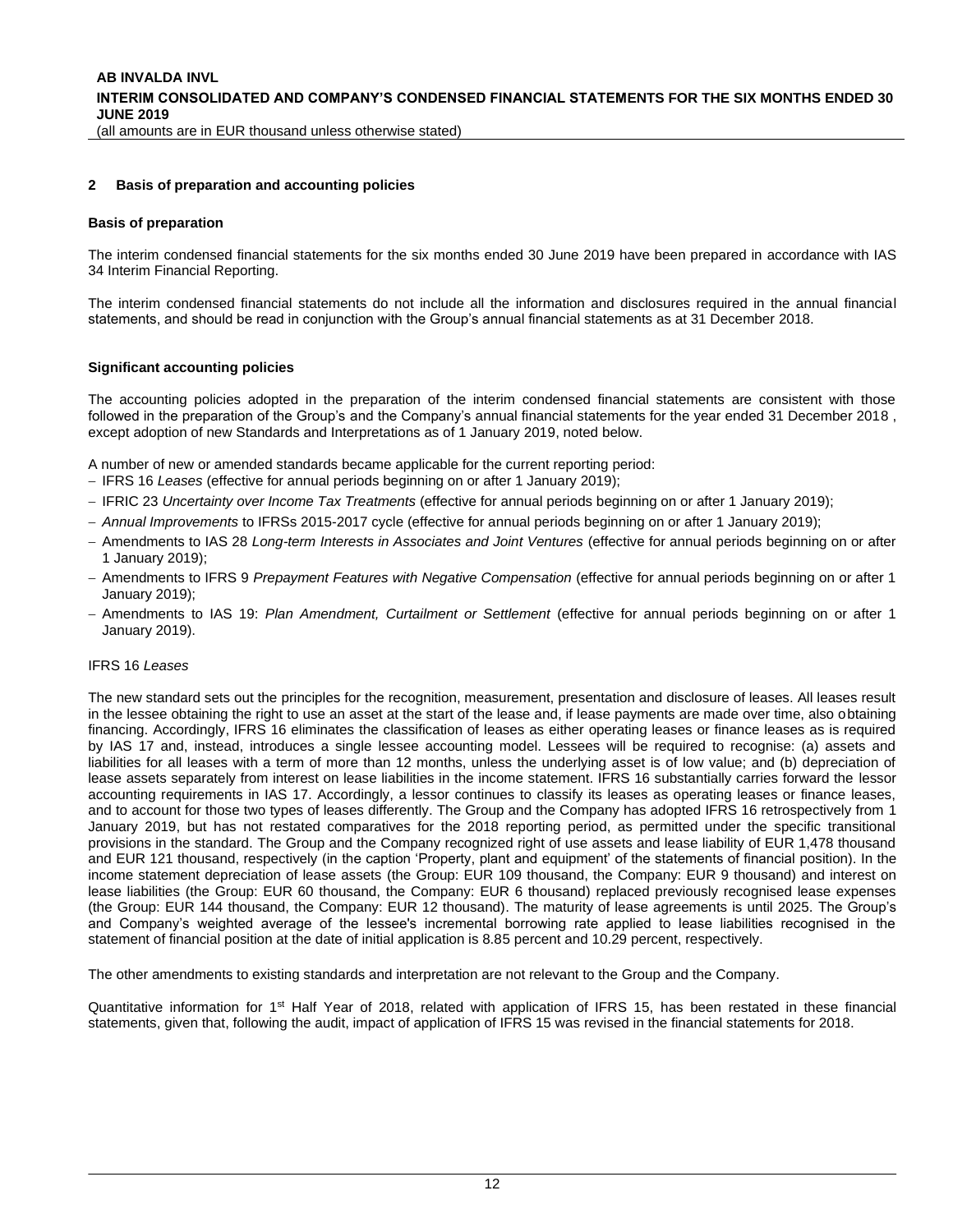## 2 Basis of preparation and accounting policies

### Basis of preparation

The interim condensed financial statements for the six months ended 30 June 2019 have been prepared in accordance with IAS 34 Interim Financial Reporting.

The interim condensed financial statements do not include all the information and disclosures required in the annual financial statements, and should be read in conjunction with the Group's annual financial statements as at 31 December 2018.

### Significant accounting policies

The accounting policies adopted in the preparation of the interim condensed financial statements are consistent with those followed in the preparation of the Group's and the Company's annual financial statements for the year ended 31 December 2018 , except adoption of new Standards and Interpretations as of 1 January 2019, noted below.

A number of new or amended standards became applicable for the current reporting period:

- IFRS 16 *Leases* (effective for annual periods beginning on or after 1 January 2019);
- IFRIC 23 *Uncertainty over Income Tax Treatments* (effective for annual periods beginning on or after 1 January 2019);
- *Annual Improvements* to IFRSs 2015-2017 cycle (effective for annual periods beginning on or after 1 January 2019);
- Amendments to IAS 28 *Long-term Interests in Associates and Joint Ventures* (effective for annual periods beginning on or after 1 January 2019);
- Amendments to IFRS 9 *Prepayment Features with Negative Compensation* (effective for annual periods beginning on or after 1 January 2019);
- Amendments to IAS 19: *Plan Amendment, Curtailment or Settlement* (effective for annual periods beginning on or after 1 January 2019).

IFRS 16 *Leases*

The new standard sets out the principles for the recognition, measurement, presentation and disclosure of leases. All leases result in the lessee obtaining the right to use an asset at the start of the lease and, if lease payments are made over time, also obtaining financing. Accordingly, IFRS 16 eliminates the classification of leases as either operating leases or finance leases as is required by IAS 17 and, instead, introduces a single lessee accounting model. Lessees will be required to recognise: (a) assets and liabilities for all leases with a term of more than 12 months, unless the underlying asset is of low value; and (b) depreciation of lease assets separately from interest on lease liabilities in the income statement. IFRS 16 substantially carries forward the lessor accounting requirements in IAS 17. Accordingly, a lessor continues to classify its leases as operating leases or finance leases, and to account for those two types of leases differently. The Group and the Company has adopted IFRS 16 retrospectively from 1 January 2019, but has not restated comparatives for the 2018 reporting period, as permitted under the specific transitional provisions in the standard. The Group and the Company recognized right of use assets and lease liability of EUR 1,478 thousand and EUR 121 thousand, respectively (in the caption 'Property, plant and equipment' of the statements of financial position). In the income statement depreciation of lease assets (the Group: EUR 109 thousand, the Company: EUR 9 thousand) and interest on lease liabilities (the Group: EUR 60 thousand, the Company: EUR 6 thousand) replaced previously recognised lease expenses (the Group: EUR 144 thousand, the Company: EUR 12 thousand). The maturity of lease agreements is until 2025. The Group's and Company's weighted average of the lessee's incremental borrowing rate applied to lease liabilities recognised in the statement of financial position at the date of initial application is 8.85 percent and 10.29 percent, respectively.

The other amendments to existing standards and interpretation are not relevant to the Group and the Company.

Quantitative information for 1st Half Year of 2018, related with application of IFRS 15, has been restated in these financial statements, given that, following the audit, impact of application of IFRS 15 was revised in the financial statements for 2018.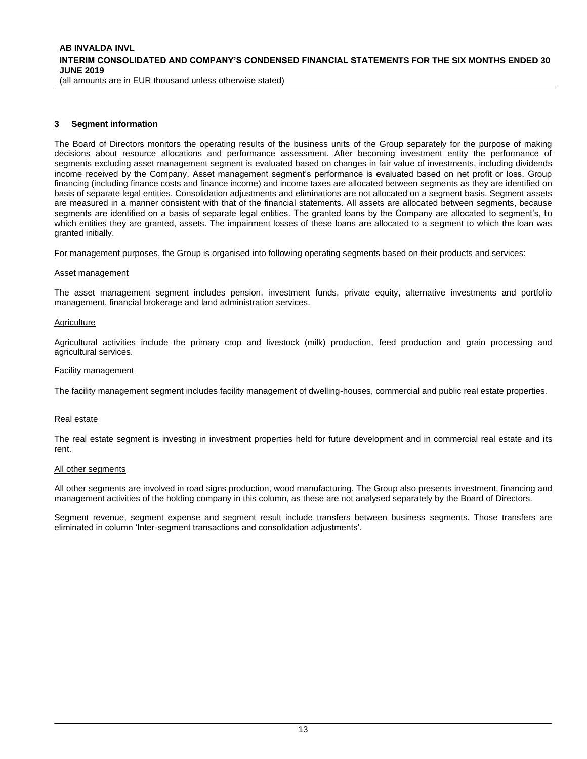## 3 Segment information

The Board of Directors monitors the operating results of the business units of the Group separately for the purpose of making decisions about resource allocations and performance assessment. After becoming investment entity the performance of segments excluding asset management segment is evaluated based on changes in fair value of investments, including dividends income received by the Company. Asset management segment's performance is evaluated based on net profit or loss. Group financing (including finance costs and finance income) and income taxes are allocated between segments as they are identified on basis of separate legal entities. Consolidation adjustments and eliminations are not allocated on a segment basis. Segment assets are measured in a manner consistent with that of the financial statements. All assets are allocated between segments, because segments are identified on a basis of separate legal entities. The granted loans by the Company are allocated to segment's, to which entities they are granted, assets. The impairment losses of these loans are allocated to a segment to which the loan was granted initially.

For management purposes, the Group is organised into following operating segments based on their products and services:

Asset management

The asset management segment includes pension, investment funds, private equity, alternative investments and portfolio management, financial brokerage and land administration services.

Agriculture

Agricultural activities include the primary crop and livestock (milk) production, feed production and grain processing and agricultural services.

Facility management

The facility management segment includes facility management of dwelling-houses, commercial and public real estate properties.

Real estate

The real estate segment is investing in investment properties held for future development and in commercial real estate and its rent.

All other segments

All other segments are involved in road signs production, wood manufacturing. The Group also presents investment, financing and management activities of the holding company in this column, as these are not analysed separately by the Board of Directors.

Segment revenue, segment expense and segment result include transfers between business segments. Those transfers are eliminated in column 'Inter-segment transactions and consolidation adjustments'.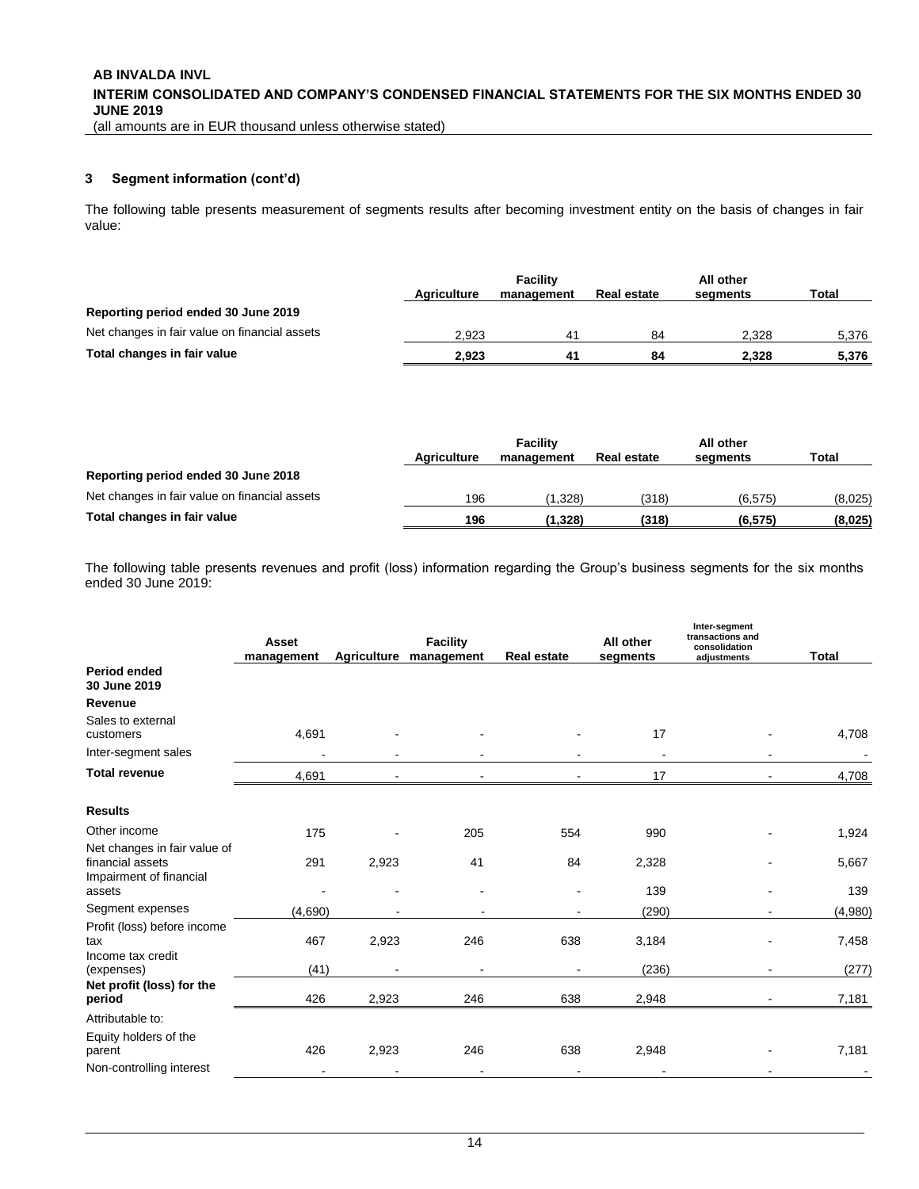### 3 Segment information (cont'd)

The following table presents measurement of segments results after becoming investment entity on the basis of changes in fair value:

| | Agriculture | Facility management | Real estate | All other segments | Total |
|---|---|---|---|---|---|
| **Reporting period ended 30 June 2019** | | | | | |
| Net changes in fair value on financial assets | 2,923 | 41 | 84 | 2,328 | 5,376 |
| **Total changes in fair value** | **2,923** | **41** | **84** | **2,328** | **5,376** |

| | Agriculture | Facility management | Real estate | All other segments | Total |
|---|---|---|---|---|---|
| **Reporting period ended 30 June 2018** | | | | | |
| Net changes in fair value on financial assets | 196 | (1,328) | (318) | (6,575) | (8,025) |
| **Total changes in fair value** | **196** | **(1,328)** | **(318)** | **(6,575)** | **(8,025)** |

The following table presents revenues and profit (loss) information regarding the Group's business segments for the six months ended 30 June 2019:

| | Asset management | Agriculture | Facility management | Real estate | All other segments | Inter-segment transactions and consolidation adjustments | Total |
|---|---|---|---|---|---|---|---|
| **Period ended 30 June 2019** | | | | | | | |
| **Revenue** | | | | | | | |
| Sales to external customers | 4,691 | - | - | - | 17 | - | 4,708 |
| Inter-segment sales | - | - | - | - | - | - | - |
| **Total revenue** | 4,691 | - | - | - | 17 | - | 4,708 |
| **Results** | | | | | | | |
| Other income | 175 | - | 205 | 554 | 990 | - | 1,924 |
| Net changes in fair value of financial assets | 291 | 2,923 | 41 | 84 | 2,328 | - | 5,667 |
| Impairment of financial assets | - | - | - | - | 139 | - | 139 |
| Segment expenses | (4,690) | - | - | - | (290) | - | (4,980) |
| Profit (loss) before income tax | 467 | 2,923 | 246 | 638 | 3,184 | - | 7,458 |
| Income tax credit (expenses) | (41) | - | - | - | (236) | - | (277) |
| **Net profit (loss) for the period** | 426 | 2,923 | 246 | 638 | 2,948 | - | 7,181 |
| Attributable to: | | | | | | | |
| Equity holders of the parent | 426 | 2,923 | 246 | 638 | 2,948 | - | 7,181 |
| Non-controlling interest | - | - | - | - | - | - | - |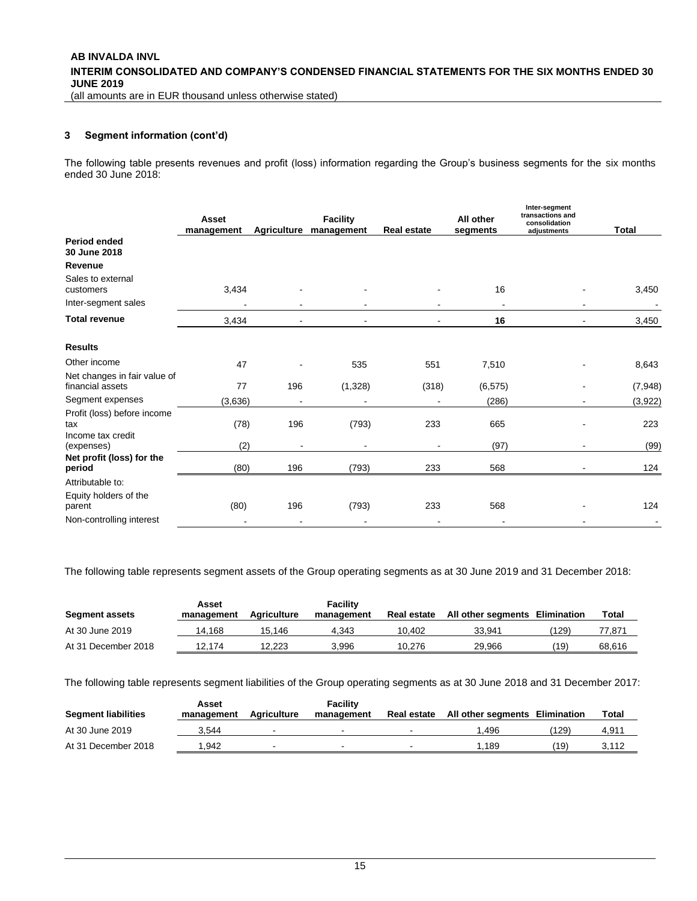## 3 Segment information (cont'd)

The following table presents revenues and profit (loss) information regarding the Group's business segments for the six months ended 30 June 2018:

| | Asset management | Agriculture | Facility management | Real estate | All other segments | Inter-segment transactions and consolidation adjustments | Total |
|---|---|---|---|---|---|---|---|
| **Period ended 30 June 2018** | | | | | | | |
| **Revenue** | | | | | | | |
| Sales to external customers | 3,434 | - | - | - | 16 | - | 3,450 |
| Inter-segment sales | - | - | - | - | - | - | - |
| **Total revenue** | 3,434 | - | - | - | **16** | - | 3,450 |
| **Results** | | | | | | | |
| Other income | 47 | - | 535 | 551 | 7,510 | - | 8,643 |
| Net changes in fair value of financial assets | 77 | 196 | (1,328) | (318) | (6,575) | - | (7,948) |
| Segment expenses | (3,636) | - | - | - | (286) | - | (3,922) |
| Profit (loss) before income tax | (78) | 196 | (793) | 233 | 665 | - | 223 |
| Income tax credit (expenses) | (2) | - | - | - | (97) | - | (99) |
| **Net profit (loss) for the period** | (80) | 196 | (793) | 233 | 568 | - | 124 |
| Attributable to: | | | | | | | |
| Equity holders of the parent | (80) | 196 | (793) | 233 | 568 | - | 124 |
| Non-controlling interest | - | - | - | - | - | - | - |

The following table represents segment assets of the Group operating segments as at 30 June 2019 and 31 December 2018:

| Segment assets | Asset management | Agriculture | Facility management | Real estate | All other segments | Elimination | Total |
|---|---|---|---|---|---|---|---|
| At 30 June 2019 | 14,168 | 15,146 | 4,343 | 10,402 | 33,941 | (129) | 77,871 |
| At 31 December 2018 | 12,174 | 12,223 | 3,996 | 10,276 | 29,966 | (19) | 68,616 |

The following table represents segment liabilities of the Group operating segments as at 30 June 2018 and 31 December 2017:

| Segment liabilities | Asset management | Agriculture | Facility management | Real estate | All other segments | Elimination | Total |
|---|---|---|---|---|---|---|---|
| At 30 June 2019 | 3,544 | - | - | - | 1,496 | (129) | 4,911 |
| At 31 December 2018 | 1,942 | - | - | - | 1,189 | (19) | 3,112 |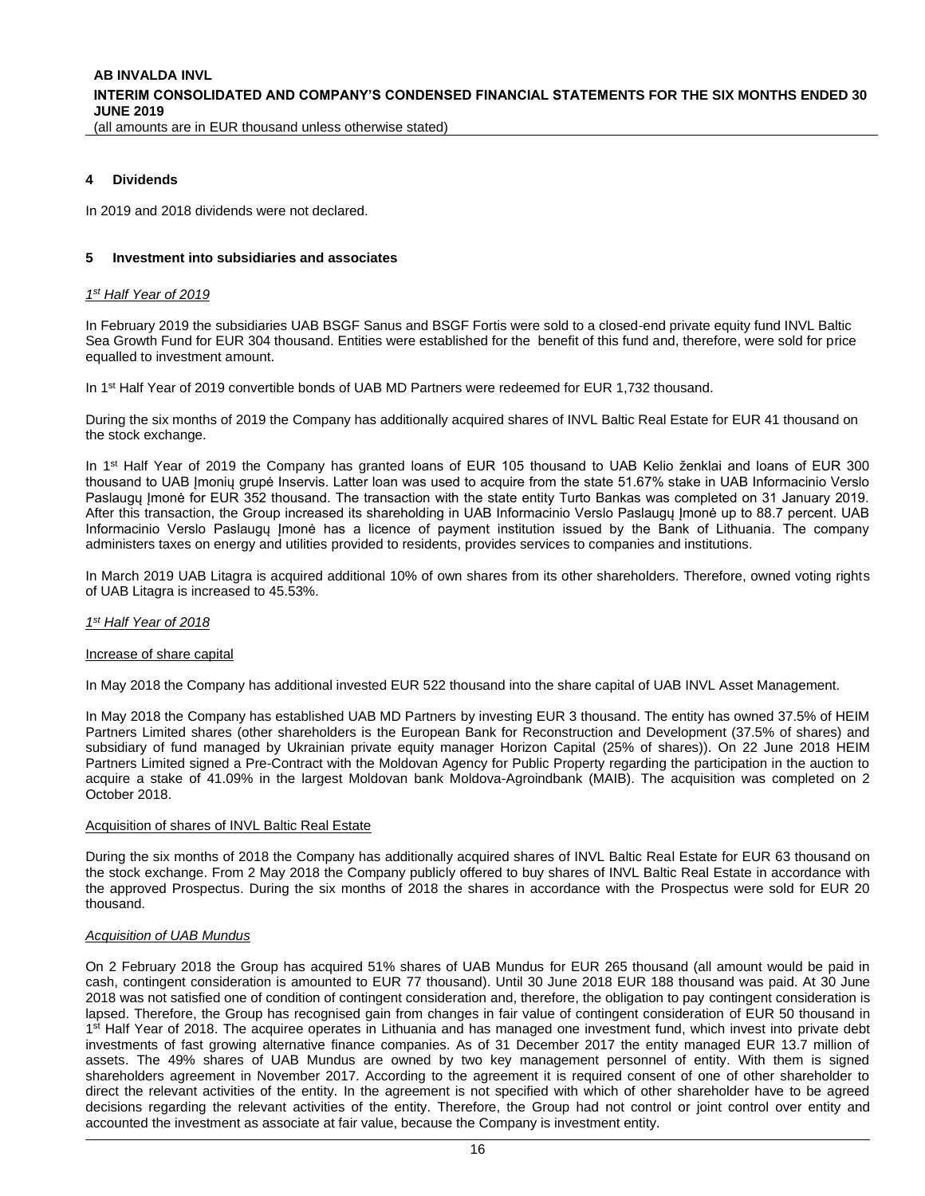## 4 Dividends

In 2019 and 2018 dividends were not declared.

## 5 Investment into subsidiaries and associates

*1st Half Year of 2019*

In February 2019 the subsidiaries UAB BSGF Sanus and BSGF Fortis were sold to a closed-end private equity fund INVL Baltic Sea Growth Fund for EUR 304 thousand. Entities were established for the benefit of this fund and, therefore, were sold for price equalled to investment amount.

In 1st Half Year of 2019 convertible bonds of UAB MD Partners were redeemed for EUR 1,732 thousand.

During the six months of 2019 the Company has additionally acquired shares of INVL Baltic Real Estate for EUR 41 thousand on the stock exchange.

In 1st Half Year of 2019 the Company has granted loans of EUR 105 thousand to UAB Kelio ženklai and loans of EUR 300 thousand to UAB Įmonių grupė Inservis. Latter loan was used to acquire from the state 51.67% stake in UAB Informacinio Verslo Paslaugų Įmonė for EUR 352 thousand. The transaction with the state entity Turto Bankas was completed on 31 January 2019. After this transaction, the Group increased its shareholding in UAB Informacinio Verslo Paslaugų Įmonė up to 88.7 percent. UAB Informacinio Verslo Paslaugų Įmonė has a licence of payment institution issued by the Bank of Lithuania. The company administers taxes on energy and utilities provided to residents, provides services to companies and institutions.

In March 2019 UAB Litagra is acquired additional 10% of own shares from its other shareholders. Therefore, owned voting rights of UAB Litagra is increased to 45.53%.

*1st Half Year of 2018*

Increase of share capital

In May 2018 the Company has additional invested EUR 522 thousand into the share capital of UAB INVL Asset Management.

In May 2018 the Company has established UAB MD Partners by investing EUR 3 thousand. The entity has owned 37.5% of HEIM Partners Limited shares (other shareholders is the European Bank for Reconstruction and Development (37.5% of shares) and subsidiary of fund managed by Ukrainian private equity manager Horizon Capital (25% of shares)). On 22 June 2018 HEIM Partners Limited signed a Pre-Contract with the Moldovan Agency for Public Property regarding the participation in the auction to acquire a stake of 41.09% in the largest Moldovan bank Moldova-Agroindbank (MAIB). The acquisition was completed on 2 October 2018.

Acquisition of shares of INVL Baltic Real Estate

During the six months of 2018 the Company has additionally acquired shares of INVL Baltic Real Estate for EUR 63 thousand on the stock exchange. From 2 May 2018 the Company publicly offered to buy shares of INVL Baltic Real Estate in accordance with the approved Prospectus. During the six months of 2018 the shares in accordance with the Prospectus were sold for EUR 20 thousand.

*Acquisition of UAB Mundus*

On 2 February 2018 the Group has acquired 51% shares of UAB Mundus for EUR 265 thousand (all amount would be paid in cash, contingent consideration is amounted to EUR 77 thousand). Until 30 June 2018 EUR 188 thousand was paid. At 30 June 2018 was not satisfied one of condition of contingent consideration and, therefore, the obligation to pay contingent consideration is lapsed. Therefore, the Group has recognised gain from changes in fair value of contingent consideration of EUR 50 thousand in 1st Half Year of 2018. The acquiree operates in Lithuania and has managed one investment fund, which invest into private debt investments of fast growing alternative finance companies. As of 31 December 2017 the entity managed EUR 13.7 million of assets. The 49% shares of UAB Mundus are owned by two key management personnel of entity. With them is signed shareholders agreement in November 2017. According to the agreement it is required consent of one of other shareholder to direct the relevant activities of the entity. In the agreement is not specified with which of other shareholder have to be agreed decisions regarding the relevant activities of the entity. Therefore, the Group had not control or joint control over entity and accounted the investment as associate at fair value, because the Company is investment entity.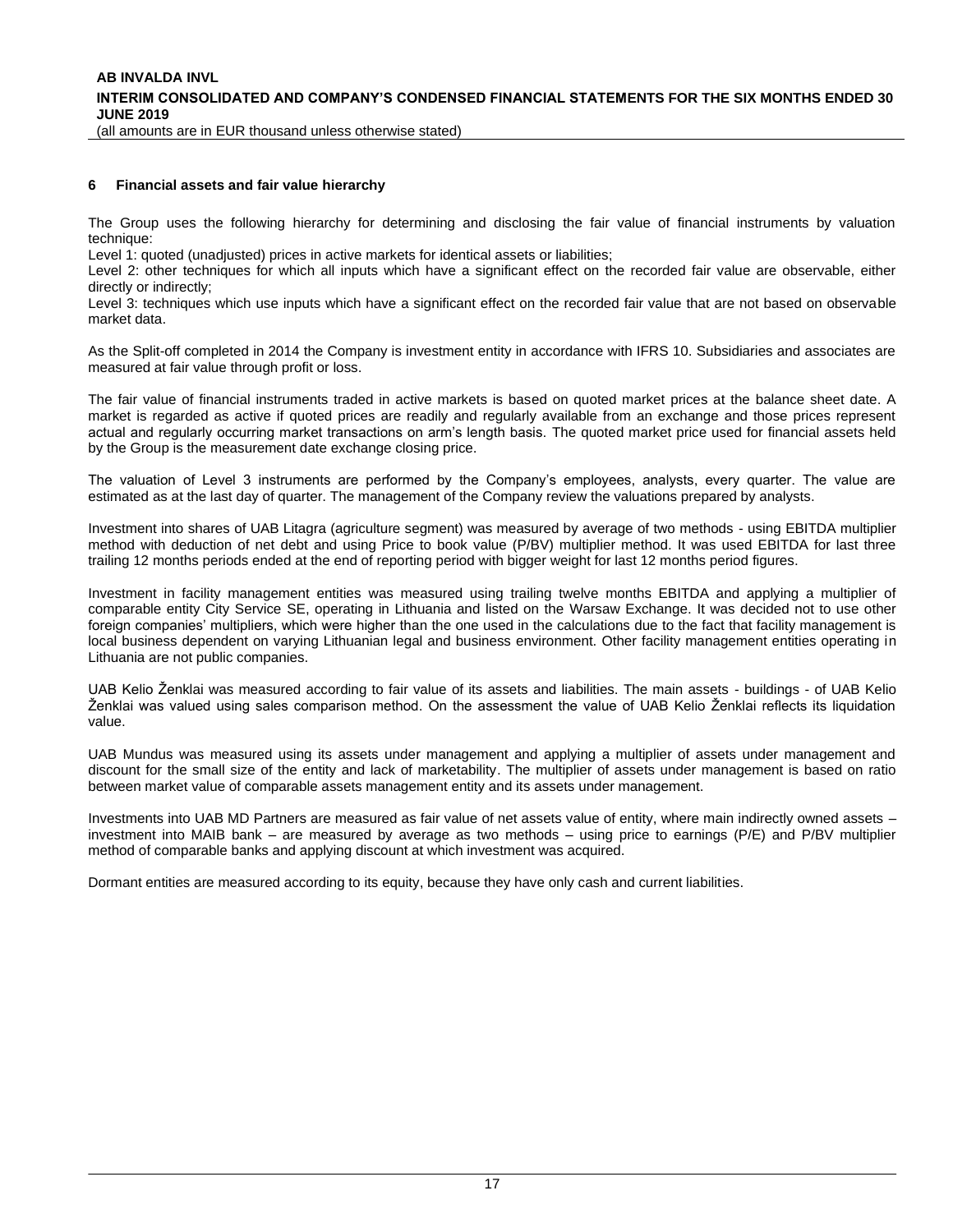## 6 Financial assets and fair value hierarchy

The Group uses the following hierarchy for determining and disclosing the fair value of financial instruments by valuation technique:

Level 1: quoted (unadjusted) prices in active markets for identical assets or liabilities;

Level 2: other techniques for which all inputs which have a significant effect on the recorded fair value are observable, either directly or indirectly;

Level 3: techniques which use inputs which have a significant effect on the recorded fair value that are not based on observable market data.

As the Split-off completed in 2014 the Company is investment entity in accordance with IFRS 10. Subsidiaries and associates are measured at fair value through profit or loss.

The fair value of financial instruments traded in active markets is based on quoted market prices at the balance sheet date. A market is regarded as active if quoted prices are readily and regularly available from an exchange and those prices represent actual and regularly occurring market transactions on arm's length basis. The quoted market price used for financial assets held by the Group is the measurement date exchange closing price.

The valuation of Level 3 instruments are performed by the Company's employees, analysts, every quarter. The value are estimated as at the last day of quarter. The management of the Company review the valuations prepared by analysts.

Investment into shares of UAB Litagra (agriculture segment) was measured by average of two methods - using EBITDA multiplier method with deduction of net debt and using Price to book value (P/BV) multiplier method. It was used EBITDA for last three trailing 12 months periods ended at the end of reporting period with bigger weight for last 12 months period figures.

Investment in facility management entities was measured using trailing twelve months EBITDA and applying a multiplier of comparable entity City Service SE, operating in Lithuania and listed on the Warsaw Exchange. It was decided not to use other foreign companies' multipliers, which were higher than the one used in the calculations due to the fact that facility management is local business dependent on varying Lithuanian legal and business environment. Other facility management entities operating in Lithuania are not public companies.

UAB Kelio Ženklai was measured according to fair value of its assets and liabilities. The main assets - buildings - of UAB Kelio Ženklai was valued using sales comparison method. On the assessment the value of UAB Kelio Ženklai reflects its liquidation value.

UAB Mundus was measured using its assets under management and applying a multiplier of assets under management and discount for the small size of the entity and lack of marketability. The multiplier of assets under management is based on ratio between market value of comparable assets management entity and its assets under management.

Investments into UAB MD Partners are measured as fair value of net assets value of entity, where main indirectly owned assets – investment into MAIB bank – are measured by average as two methods – using price to earnings (P/E) and P/BV multiplier method of comparable banks and applying discount at which investment was acquired.

Dormant entities are measured according to its equity, because they have only cash and current liabilities.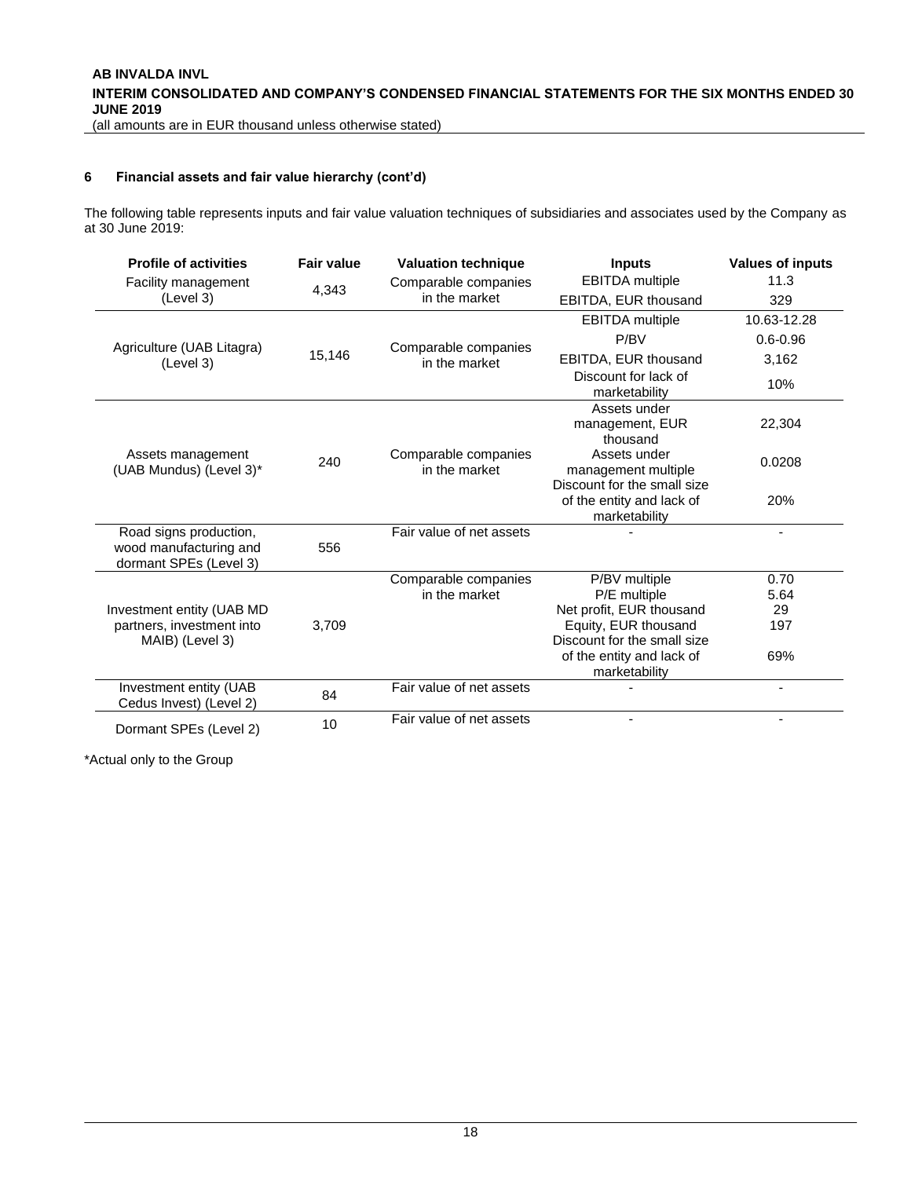### 6 Financial assets and fair value hierarchy (cont'd)

The following table represents inputs and fair value valuation techniques of subsidiaries and associates used by the Company as at 30 June 2019:

| Profile of activities | Fair value | Valuation technique | Inputs | Values of inputs |
|---|---|---|---|---|
| Facility management (Level 3) | 4,343 | Comparable companies in the market | EBITDA multiple | 11.3 |
| | | | EBITDA, EUR thousand | 329 |
| Agriculture (UAB Litagra) (Level 3) | 15,146 | Comparable companies in the market | EBITDA multiple | 10.63-12.28 |
| | | | P/BV | 0.6-0.96 |
| | | | EBITDA, EUR thousand | 3,162 |
| | | | Discount for lack of marketability | 10% |
| Assets management (UAB Mundus) (Level 3)* | 240 | Comparable companies in the market | Assets under management, EUR thousand | 22,304 |
| | | | Assets under management multiple | 0.0208 |
| | | | Discount for the small size of the entity and lack of marketability | 20% |
| Road signs production, wood manufacturing and dormant SPEs (Level 3) | 556 | Fair value of net assets | - | - |
| Investment entity (UAB MD partners, investment into MAIB) (Level 3) | 3,709 | Comparable companies in the market | P/BV multiple | 0.70 |
| | | | P/E multiple | 5.64 |
| | | | Net profit, EUR thousand | 29 |
| | | | Equity, EUR thousand | 197 |
| | | | Discount for the small size of the entity and lack of marketability | 69% |
| Investment entity (UAB Cedus Invest) (Level 2) | 84 | Fair value of net assets | - | - |
| Dormant SPEs (Level 2) | 10 | Fair value of net assets | - | - |

*Actual only to the Group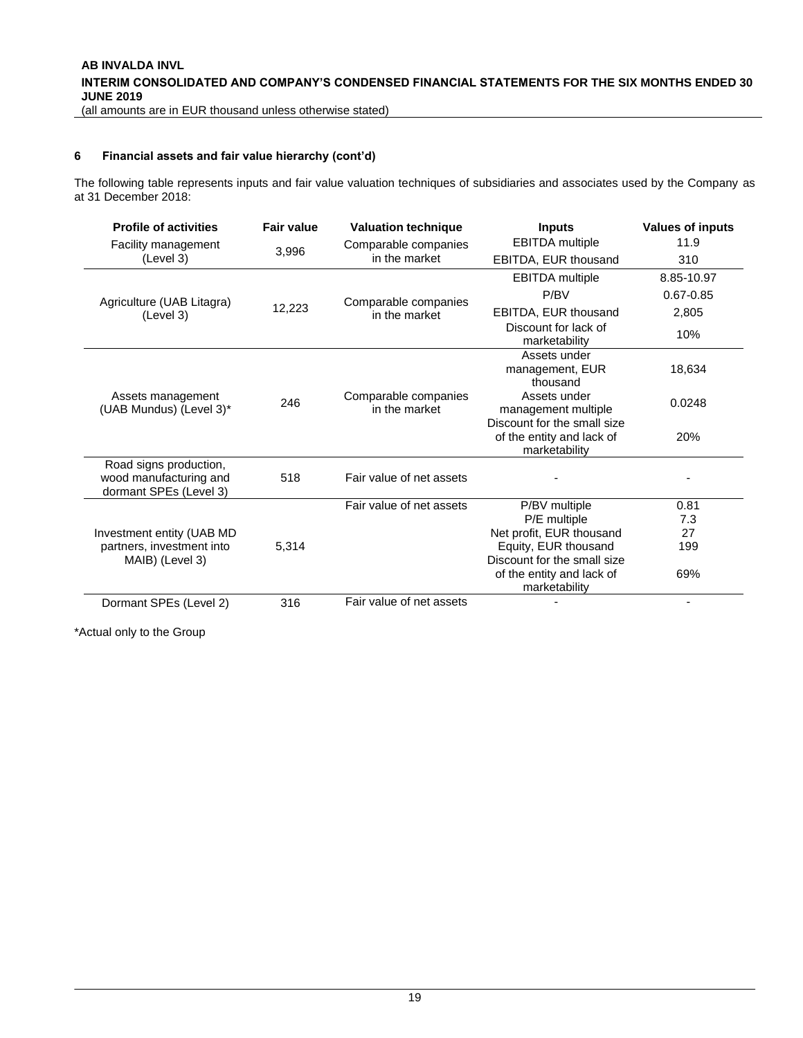## 6 Financial assets and fair value hierarchy (cont'd)

The following table represents inputs and fair value valuation techniques of subsidiaries and associates used by the Company as at 31 December 2018:

| Profile of activities | Fair value | Valuation technique | Inputs | Values of inputs |
|---|---|---|---|---|
| Facility management (Level 3) | 3,996 | Comparable companies in the market | EBITDA multiple | 11.9 |
| | | | EBITDA, EUR thousand | 310 |
| Agriculture (UAB Litagra) (Level 3) | 12,223 | Comparable companies in the market | EBITDA multiple | 8.85-10.97 |
| | | | P/BV | 0.67-0.85 |
| | | | EBITDA, EUR thousand | 2,805 |
| | | | Discount for lack of marketability | 10% |
| Assets management (UAB Mundus) (Level 3)* | 246 | Comparable companies in the market | Assets under management, EUR thousand | 18,634 |
| | | | Assets under management multiple | 0.0248 |
| | | | Discount for the small size of the entity and lack of marketability | 20% |
| Road signs production, wood manufacturing and dormant SPEs (Level 3) | 518 | Fair value of net assets | - | - |
| Investment entity (UAB MD partners, investment into MAIB) (Level 3) | 5,314 | Fair value of net assets | P/BV multiple | 0.81 |
| | | | P/E multiple | 7.3 |
| | | | Net profit, EUR thousand | 27 |
| | | | Equity, EUR thousand | 199 |
| | | | Discount for the small size of the entity and lack of marketability | 69% |
| Dormant SPEs (Level 2) | 316 | Fair value of net assets | - | - |

*Actual only to the Group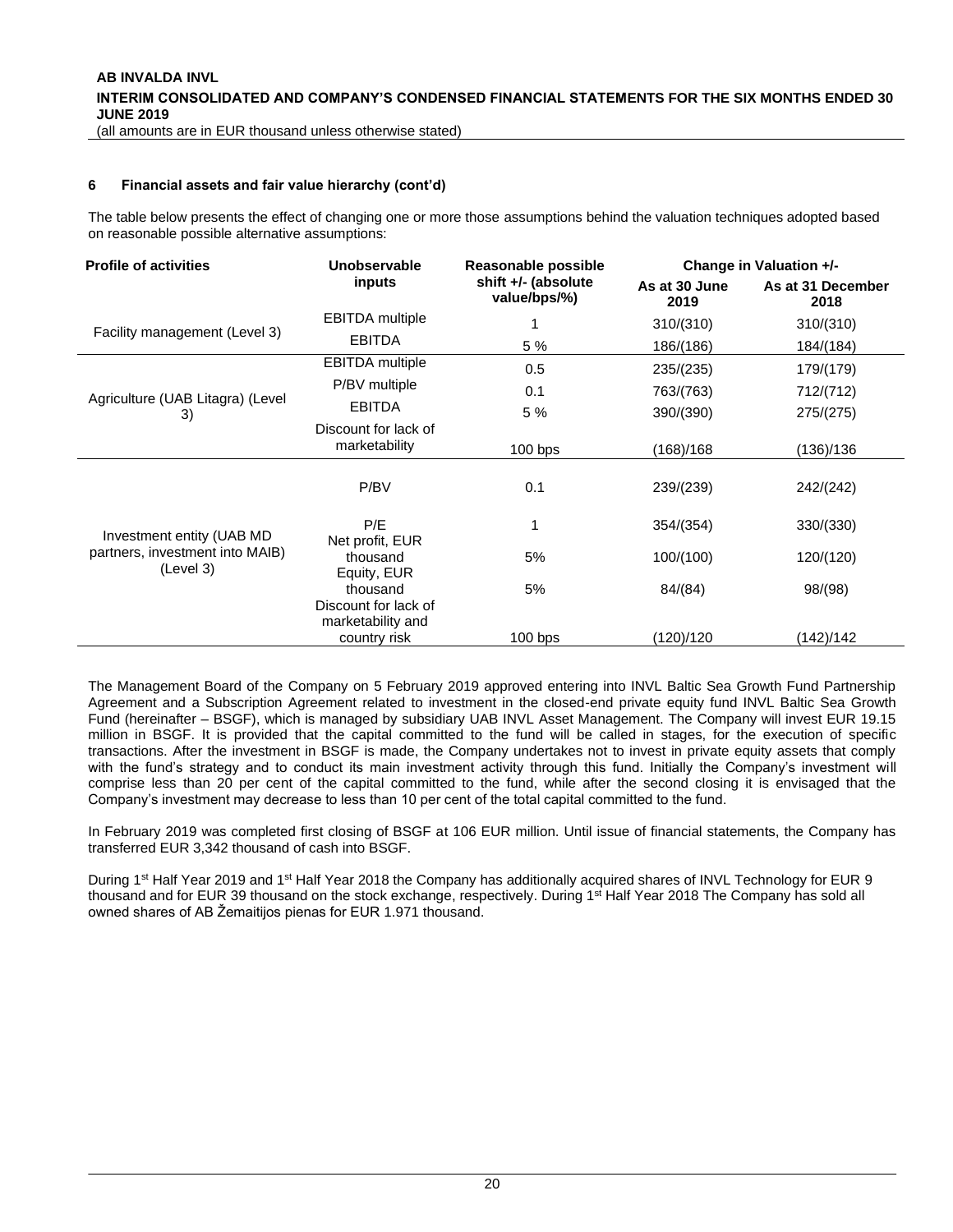### 6 Financial assets and fair value hierarchy (cont'd)

The table below presents the effect of changing one or more those assumptions behind the valuation techniques adopted based on reasonable possible alternative assumptions:

| Profile of activities | Unobservable inputs | Reasonable possible shift +/- (absolute value/bps/%) | Change in Valuation +/- | |
|---|---|---|---|---|
| | | | As at 30 June 2019 | As at 31 December 2018 |
| Facility management (Level 3) | EBITDA multiple | 1 | 310/(310) | 310/(310) |
| | EBITDA | 5 % | 186/(186) | 184/(184) |
| Agriculture (UAB Litagra) (Level 3) | EBITDA multiple | 0.5 | 235/(235) | 179/(179) |
| | P/BV multiple | 0.1 | 763/(763) | 712/(712) |
| | EBITDA | 5 % | 390/(390) | 275/(275) |
| | Discount for lack of marketability | 100 bps | (168)/168 | (136)/136 |
| Investment entity (UAB MD partners, investment into MAIB) (Level 3) | P/BV | 0.1 | 239/(239) | 242/(242) |
| | P/E | 1 | 354/(354) | 330/(330) |
| | Net profit, EUR thousand | 5% | 100/(100) | 120/(120) |
| | Equity, EUR thousand | 5% | 84/(84) | 98/(98) |
| | Discount for lack of marketability and country risk | 100 bps | (120)/120 | (142)/142 |

The Management Board of the Company on 5 February 2019 approved entering into INVL Baltic Sea Growth Fund Partnership Agreement and a Subscription Agreement related to investment in the closed-end private equity fund INVL Baltic Sea Growth Fund (hereinafter – BSGF), which is managed by subsidiary UAB INVL Asset Management. The Company will invest EUR 19.15 million in BSGF. It is provided that the capital committed to the fund will be called in stages, for the execution of specific transactions. After the investment in BSGF is made, the Company undertakes not to invest in private equity assets that comply with the fund's strategy and to conduct its main investment activity through this fund. Initially the Company's investment will comprise less than 20 per cent of the capital committed to the fund, while after the second closing it is envisaged that the Company's investment may decrease to less than 10 per cent of the total capital committed to the fund.

In February 2019 was completed first closing of BSGF at 106 EUR million. Until issue of financial statements, the Company has transferred EUR 3,342 thousand of cash into BSGF.

During 1st Half Year 2019 and 1st Half Year 2018 the Company has additionally acquired shares of INVL Technology for EUR 9 thousand and for EUR 39 thousand on the stock exchange, respectively. During 1st Half Year 2018 The Company has sold all owned shares of AB Žemaitijos pienas for EUR 1.971 thousand.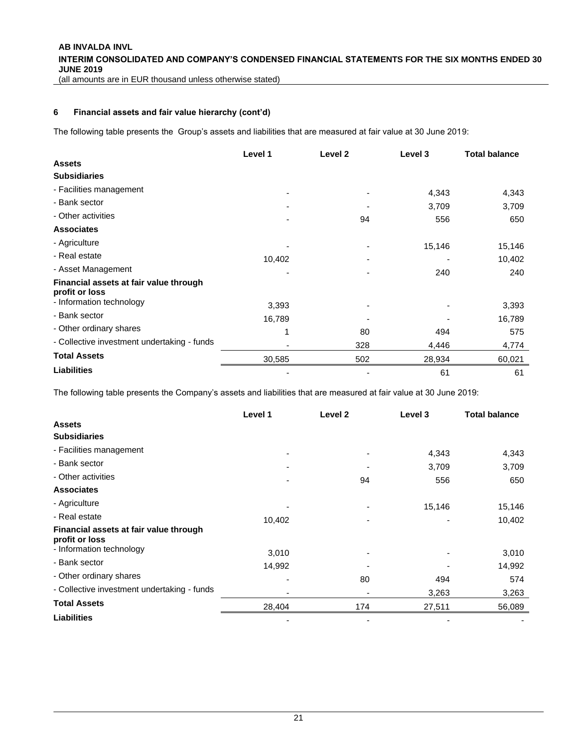### 6 Financial assets and fair value hierarchy (cont'd)

The following table presents the Group's assets and liabilities that are measured at fair value at 30 June 2019:

| | Level 1 | Level 2 | Level 3 | Total balance |
|---|---|---|---|---|
| **Assets** | | | | |
| **Subsidiaries** | | | | |
| - Facilities management | - | - | 4,343 | 4,343 |
| - Bank sector | - | - | 3,709 | 3,709 |
| - Other activities | - | 94 | 556 | 650 |
| **Associates** | | | | |
| - Agriculture | - | - | 15,146 | 15,146 |
| - Real estate | 10,402 | - | - | 10,402 |
| - Asset Management | - | - | 240 | 240 |
| **Financial assets at fair value through profit or loss** | | | | |
| - Information technology | 3,393 | - | - | 3,393 |
| - Bank sector | 16,789 | - | - | 16,789 |
| - Other ordinary shares | 1 | 80 | 494 | 575 |
| - Collective investment undertaking - funds | - | 328 | 4,446 | 4,774 |
| **Total Assets** | 30,585 | 502 | 28,934 | 60,021 |
| **Liabilities** | - | - | 61 | 61 |

The following table presents the Company's assets and liabilities that are measured at fair value at 30 June 2019:

| | Level 1 | Level 2 | Level 3 | Total balance |
|---|---|---|---|---|
| **Assets** | | | | |
| **Subsidiaries** | | | | |
| - Facilities management | - | - | 4,343 | 4,343 |
| - Bank sector | - | - | 3,709 | 3,709 |
| - Other activities | - | 94 | 556 | 650 |
| **Associates** | | | | |
| - Agriculture | - | - | 15,146 | 15,146 |
| - Real estate | 10,402 | - | - | 10,402 |
| **Financial assets at fair value through profit or loss** | | | | |
| - Information technology | 3,010 | - | - | 3,010 |
| - Bank sector | 14,992 | - | - | 14,992 |
| - Other ordinary shares | - | 80 | 494 | 574 |
| - Collective investment undertaking - funds | - | - | 3,263 | 3,263 |
| **Total Assets** | 28,404 | 174 | 27,511 | 56,089 |
| **Liabilities** | - | - | - | - |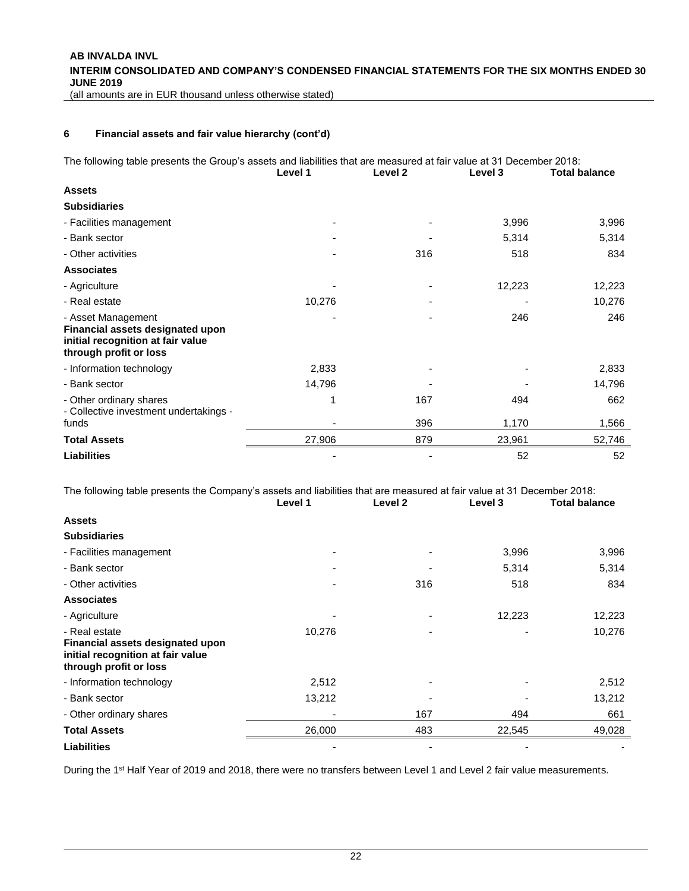### 6 Financial assets and fair value hierarchy (cont'd)

The following table presents the Group's assets and liabilities that are measured at fair value at 31 December 2018:

| | Level 1 | Level 2 | Level 3 | Total balance |
|---|---|---|---|---|
| **Assets** | | | | |
| **Subsidiaries** | | | | |
| - Facilities management | - | - | 3,996 | 3,996 |
| - Bank sector | - | - | 5,314 | 5,314 |
| - Other activities | - | 316 | 518 | 834 |
| **Associates** | | | | |
| - Agriculture | - | - | 12,223 | 12,223 |
| - Real estate | 10,276 | - | - | 10,276 |
| - Asset Management | - | - | 246 | 246 |
| **Financial assets designated upon initial recognition at fair value through profit or loss** | | | | |
| - Information technology | 2,833 | - | - | 2,833 |
| - Bank sector | 14,796 | - | - | 14,796 |
| - Other ordinary shares | 1 | 167 | 494 | 662 |
| - Collective investment undertakings - funds | - | 396 | 1,170 | 1,566 |
| **Total Assets** | 27,906 | 879 | 23,961 | 52,746 |
| **Liabilities** | - | - | 52 | 52 |

The following table presents the Company's assets and liabilities that are measured at fair value at 31 December 2018:

| | Level 1 | Level 2 | Level 3 | Total balance |
|---|---|---|---|---|
| **Assets** | | | | |
| **Subsidiaries** | | | | |
| - Facilities management | - | - | 3,996 | 3,996 |
| - Bank sector | - | - | 5,314 | 5,314 |
| - Other activities | - | 316 | 518 | 834 |
| **Associates** | | | | |
| - Agriculture | - | - | 12,223 | 12,223 |
| - Real estate | 10,276 | - | - | 10,276 |
| **Financial assets designated upon initial recognition at fair value through profit or loss** | | | | |
| - Information technology | 2,512 | - | - | 2,512 |
| - Bank sector | 13,212 | - | - | 13,212 |
| - Other ordinary shares | - | 167 | 494 | 661 |
| **Total Assets** | 26,000 | 483 | 22,545 | 49,028 |
| **Liabilities** | - | - | - | - |

During the 1st Half Year of 2019 and 2018, there were no transfers between Level 1 and Level 2 fair value measurements.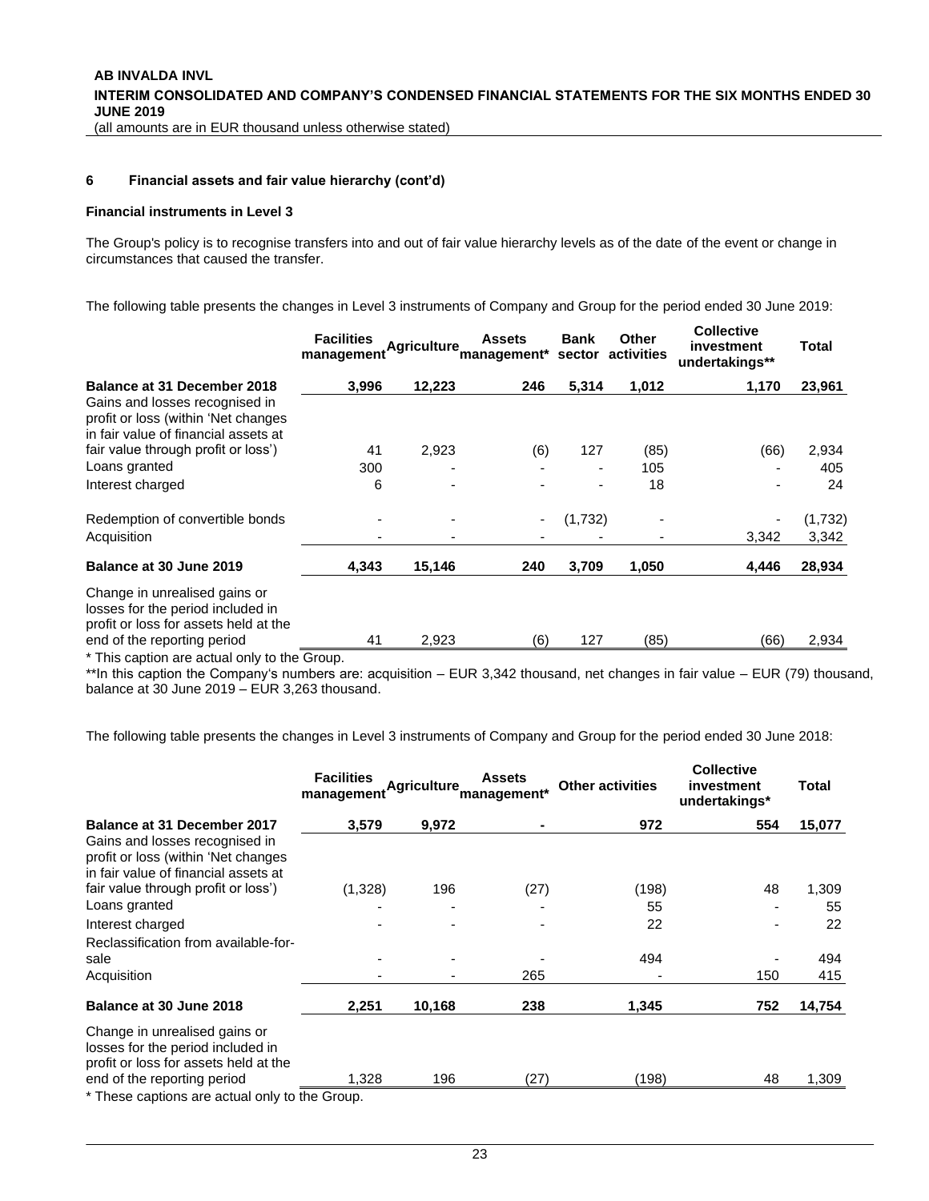## 6 Financial assets and fair value hierarchy (cont'd)

**Financial instruments in Level 3**

The Group's policy is to recognise transfers into and out of fair value hierarchy levels as of the date of the event or change in circumstances that caused the transfer.

The following table presents the changes in Level 3 instruments of Company and Group for the period ended 30 June 2019:

| | Facilities management | Agriculture | Assets management* | Bank sector | Other activities | Collective investment undertakings** | Total |
|---|---|---|---|---|---|---|---|
| **Balance at 31 December 2018** | **3,996** | **12,223** | **246** | **5,314** | **1,012** | **1,170** | **23,961** |
| Gains and losses recognised in profit or loss (within 'Net changes in fair value of financial assets at fair value through profit or loss') | 41 | 2,923 | (6) | 127 | (85) | (66) | 2,934 |
| Loans granted | 300 | - | - | - | 105 | - | 405 |
| Interest charged | 6 | - | - | - | 18 | - | 24 |
| Redemption of convertible bonds | - | - | - | (1,732) | - | - | (1,732) |
| Acquisition | - | - | - | - | - | 3,342 | 3,342 |
| **Balance at 30 June 2019** | **4,343** | **15,146** | **240** | **3,709** | **1,050** | **4,446** | **28,934** |
| Change in unrealised gains or losses for the period included in profit or loss for assets held at the end of the reporting period | 41 | 2,923 | (6) | 127 | (85) | (66) | 2,934 |

\* This caption are actual only to the Group.

\*\*In this caption the Company's numbers are: acquisition – EUR 3,342 thousand, net changes in fair value – EUR (79) thousand, balance at 30 June 2019 – EUR 3,263 thousand.

The following table presents the changes in Level 3 instruments of Company and Group for the period ended 30 June 2018:

| | Facilities management | Agriculture | Assets management* | Other activities | Collective investment undertakings* | Total |
|---|---|---|---|---|---|---|
| **Balance at 31 December 2017** | **3,579** | **9,972** | **-** | **972** | **554** | **15,077** |
| Gains and losses recognised in profit or loss (within 'Net changes in fair value of financial assets at fair value through profit or loss') | (1,328) | 196 | (27) | (198) | 48 | 1,309 |
| Loans granted | - | - | - | 55 | - | 55 |
| Interest charged | - | - | - | 22 | - | 22 |
| Reclassification from available-for-sale | - | - | - | 494 | - | 494 |
| Acquisition | - | - | 265 | - | 150 | 415 |
| **Balance at 30 June 2018** | **2,251** | **10,168** | **238** | **1,345** | **752** | **14,754** |
| Change in unrealised gains or losses for the period included in profit or loss for assets held at the end of the reporting period | 1,328 | 196 | (27) | (198) | 48 | 1,309 |

\* These captions are actual only to the Group.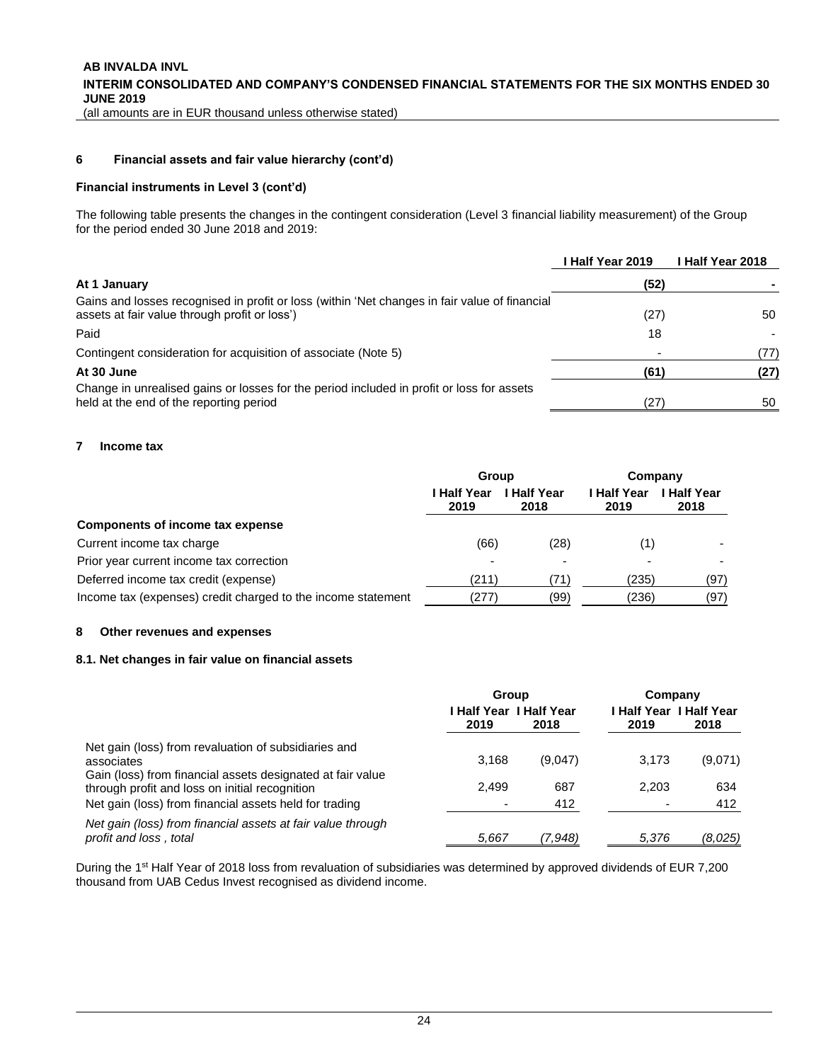## 6 Financial assets and fair value hierarchy (cont'd)

### Financial instruments in Level 3 (cont'd)

The following table presents the changes in the contingent consideration (Level 3 financial liability measurement) of the Group for the period ended 30 June 2018 and 2019:

| | I Half Year 2019 | I Half Year 2018 |
|---|---|---|
| **At 1 January** | **(52)** | **-** |
| Gains and losses recognised in profit or loss (within 'Net changes in fair value of financial assets at fair value through profit or loss') | (27) | 50 |
| Paid | 18 | - |
| Contingent consideration for acquisition of associate (Note 5) | - | (77) |
| **At 30 June** | **(61)** | **(27)** |
| Change in unrealised gains or losses for the period included in profit or loss for assets held at the end of the reporting period | (27) | 50 |

## 7 Income tax

| | Group | | Company | |
|---|---|---|---|---|
| | I Half Year 2019 | I Half Year 2018 | I Half Year 2019 | I Half Year 2018 |
| **Components of income tax expense** | | | | |
| Current income tax charge | (66) | (28) | (1) | - |
| Prior year current income tax correction | - | - | - | - |
| Deferred income tax credit (expense) | (211) | (71) | (235) | (97) |
| Income tax (expenses) credit charged to the income statement | (277) | (99) | (236) | (97) |

## 8 Other revenues and expenses

### 8.1. Net changes in fair value on financial assets

| | Group | | Company | |
|---|---|---|---|---|
| | I Half Year 2019 | I Half Year 2018 | I Half Year 2019 | I Half Year 2018 |
| Net gain (loss) from revaluation of subsidiaries and associates | 3,168 | (9,047) | 3,173 | (9,071) |
| Gain (loss) from financial assets designated at fair value through profit and loss on initial recognition | 2,499 | 687 | 2,203 | 634 |
| Net gain (loss) from financial assets held for trading | - | 412 | - | 412 |
| *Net gain (loss) from financial assets at fair value through profit and loss , total* | *5,667* | *(7,948)* | *5,376* | *(8,025)* |

During the 1st Half Year of 2018 loss from revaluation of subsidiaries was determined by approved dividends of EUR 7,200 thousand from UAB Cedus Invest recognised as dividend income.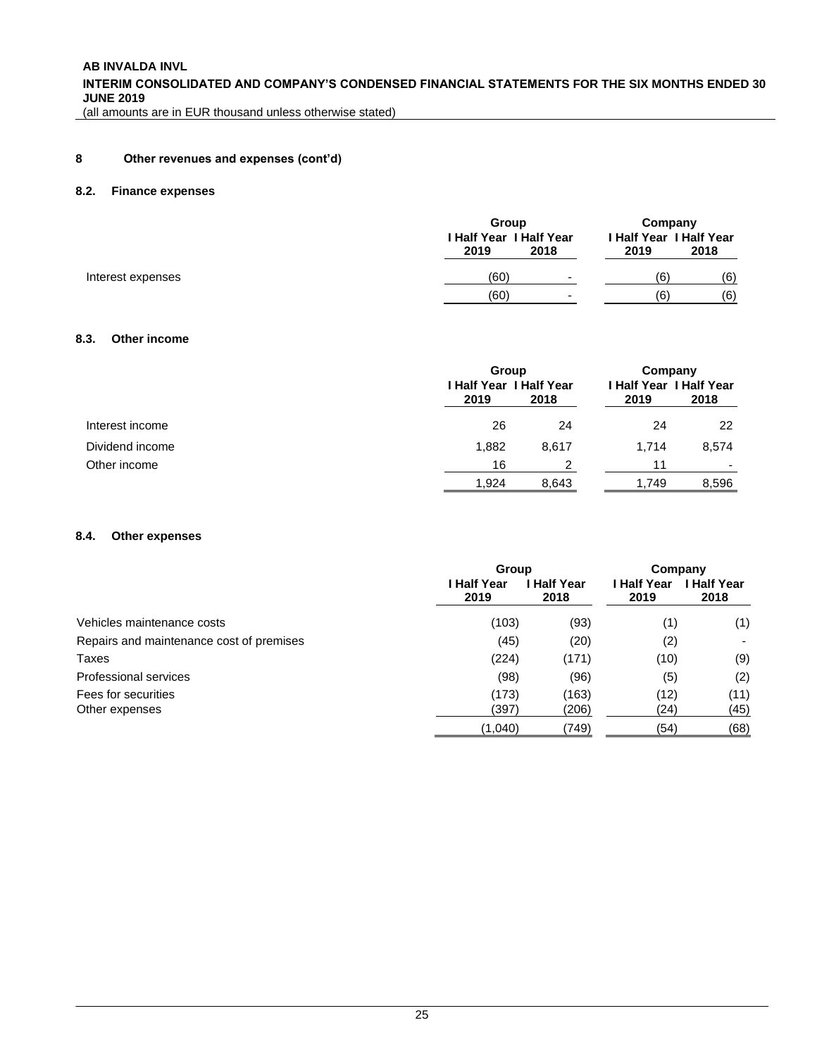## 8 Other revenues and expenses (cont'd)

### 8.2. Finance expenses

| | Group | | Company | |
|---|---|---|---|---|
| | I Half Year 2019 | I Half Year 2018 | I Half Year 2019 | I Half Year 2018 |
| Interest expenses | (60) | - | (6) | (6) |
| | (60) | - | (6) | (6) |

### 8.3. Other income

| | Group | | Company | |
|---|---|---|---|---|
| | I Half Year 2019 | I Half Year 2018 | I Half Year 2019 | I Half Year 2018 |
| Interest income | 26 | 24 | 24 | 22 |
| Dividend income | 1,882 | 8,617 | 1,714 | 8,574 |
| Other income | 16 | 2 | 11 | - |
| | 1,924 | 8,643 | 1,749 | 8,596 |

### 8.4. Other expenses

| | Group | | Company | |
|---|---|---|---|---|
| | I Half Year 2019 | I Half Year 2018 | I Half Year 2019 | I Half Year 2018 |
| Vehicles maintenance costs | (103) | (93) | (1) | (1) |
| Repairs and maintenance cost of premises | (45) | (20) | (2) | - |
| Taxes | (224) | (171) | (10) | (9) |
| Professional services | (98) | (96) | (5) | (2) |
| Fees for securities | (173) | (163) | (12) | (11) |
| Other expenses | (397) | (206) | (24) | (45) |
| | (1,040) | (749) | (54) | (68) |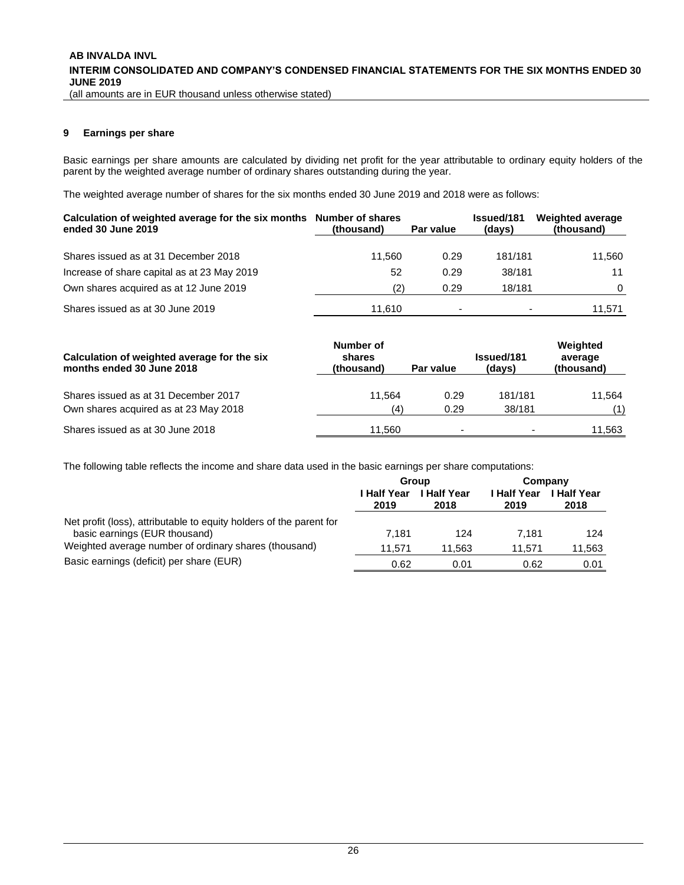## 9 Earnings per share

Basic earnings per share amounts are calculated by dividing net profit for the year attributable to ordinary equity holders of the parent by the weighted average number of ordinary shares outstanding during the year.

The weighted average number of shares for the six months ended 30 June 2019 and 2018 were as follows:

| Calculation of weighted average for the six months ended 30 June 2019 | Number of shares (thousand) | Par value | Issued/181 (days) | Weighted average (thousand) |
|---|---|---|---|---|
| Shares issued as at 31 December 2018 | 11,560 | 0.29 | 181/181 | 11,560 |
| Increase of share capital as at 23 May 2019 | 52 | 0.29 | 38/181 | 11 |
| Own shares acquired as at 12 June 2019 | (2) | 0.29 | 18/181 | 0 |
| Shares issued as at 30 June 2019 | 11,610 | - | - | 11,571 |

| Calculation of weighted average for the six months ended 30 June 2018 | Number of shares (thousand) | Par value | Issued/181 (days) | Weighted average (thousand) |
|---|---|---|---|---|
| Shares issued as at 31 December 2017 | 11,564 | 0.29 | 181/181 | 11,564 |
| Own shares acquired as at 23 May 2018 | (4) | 0.29 | 38/181 | (1) |
| Shares issued as at 30 June 2018 | 11,560 | - | - | 11,563 |

The following table reflects the income and share data used in the basic earnings per share computations:

| | Group | | Company | |
|---|---|---|---|---|
| | I Half Year 2019 | I Half Year 2018 | I Half Year 2019 | I Half Year 2018 |
| Net profit (loss), attributable to equity holders of the parent for basic earnings (EUR thousand) | 7,181 | 124 | 7,181 | 124 |
| Weighted average number of ordinary shares (thousand) | 11,571 | 11,563 | 11,571 | 11,563 |
| Basic earnings (deficit) per share (EUR) | 0.62 | 0.01 | 0.62 | 0.01 |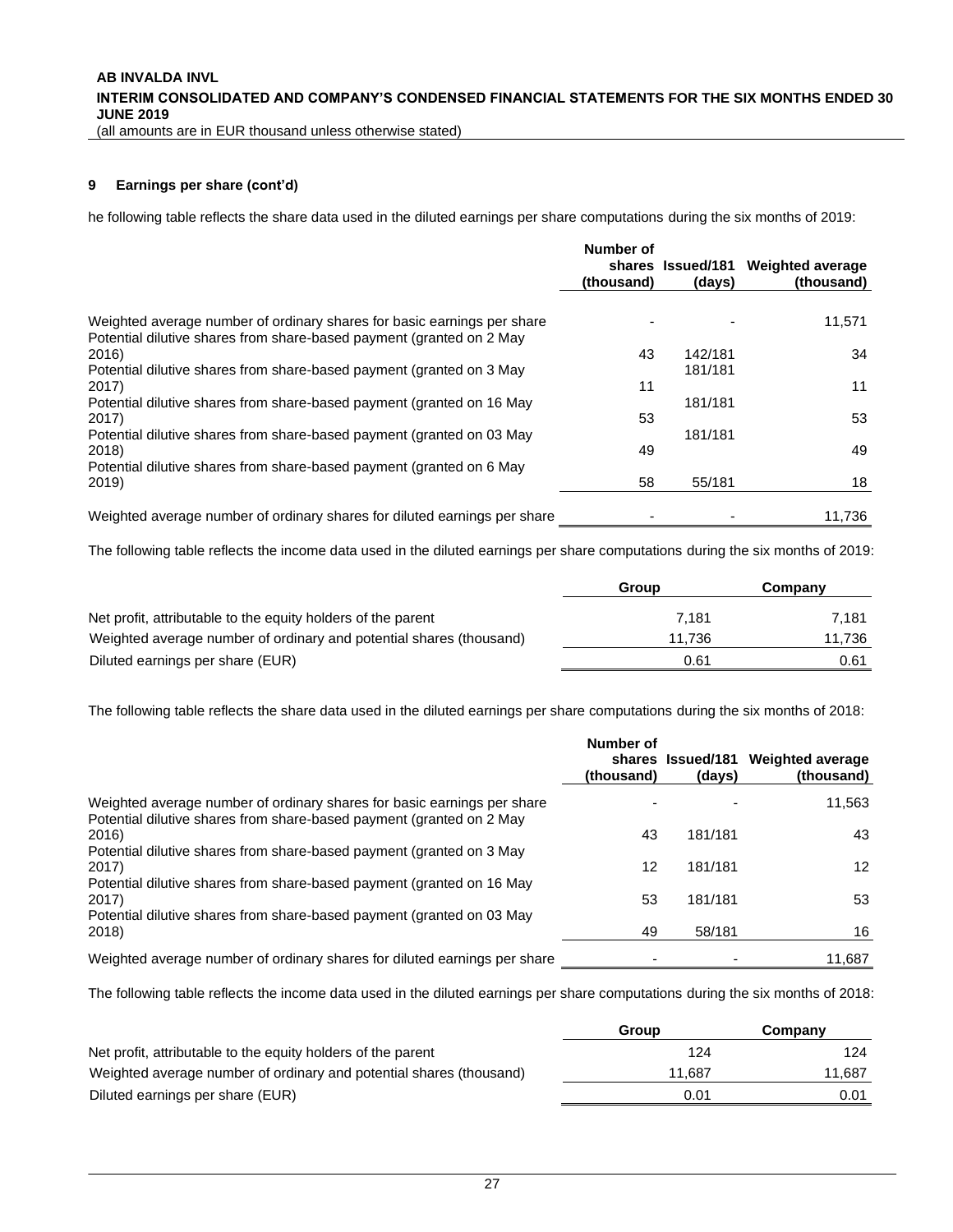## 9 Earnings per share (cont'd)

he following table reflects the share data used in the diluted earnings per share computations during the six months of 2019:

| | Number of shares (thousand) | Issued/181 (days) | Weighted average (thousand) |
|---|---|---|---|
| Weighted average number of ordinary shares for basic earnings per share | - | - | 11,571 |
| Potential dilutive shares from share-based payment (granted on 2 May 2016) | 43 | 142/181 | 34 |
| Potential dilutive shares from share-based payment (granted on 3 May 2017) | 11 | 181/181 | 11 |
| Potential dilutive shares from share-based payment (granted on 16 May 2017) | 53 | 181/181 | 53 |
| Potential dilutive shares from share-based payment (granted on 03 May 2018) | 49 | 181/181 | 49 |
| Potential dilutive shares from share-based payment (granted on 6 May 2019) | 58 | 55/181 | 18 |
| Weighted average number of ordinary shares for diluted earnings per share | - | - | 11,736 |

The following table reflects the income data used in the diluted earnings per share computations during the six months of 2019:

| | Group | Company |
|---|---|---|
| Net profit, attributable to the equity holders of the parent | 7,181 | 7,181 |
| Weighted average number of ordinary and potential shares (thousand) | 11,736 | 11,736 |
| Diluted earnings per share (EUR) | 0.61 | 0.61 |

The following table reflects the share data used in the diluted earnings per share computations during the six months of 2018:

| | Number of shares (thousand) | Issued/181 (days) | Weighted average (thousand) |
|---|---|---|---|
| Weighted average number of ordinary shares for basic earnings per share | - | - | 11,563 |
| Potential dilutive shares from share-based payment (granted on 2 May 2016) | 43 | 181/181 | 43 |
| Potential dilutive shares from share-based payment (granted on 3 May 2017) | 12 | 181/181 | 12 |
| Potential dilutive shares from share-based payment (granted on 16 May 2017) | 53 | 181/181 | 53 |
| Potential dilutive shares from share-based payment (granted on 03 May 2018) | 49 | 58/181 | 16 |
| Weighted average number of ordinary shares for diluted earnings per share | - | - | 11,687 |

The following table reflects the income data used in the diluted earnings per share computations during the six months of 2018:

| | Group | Company |
|---|---|---|
| Net profit, attributable to the equity holders of the parent | 124 | 124 |
| Weighted average number of ordinary and potential shares (thousand) | 11,687 | 11,687 |
| Diluted earnings per share (EUR) | 0.01 | 0.01 |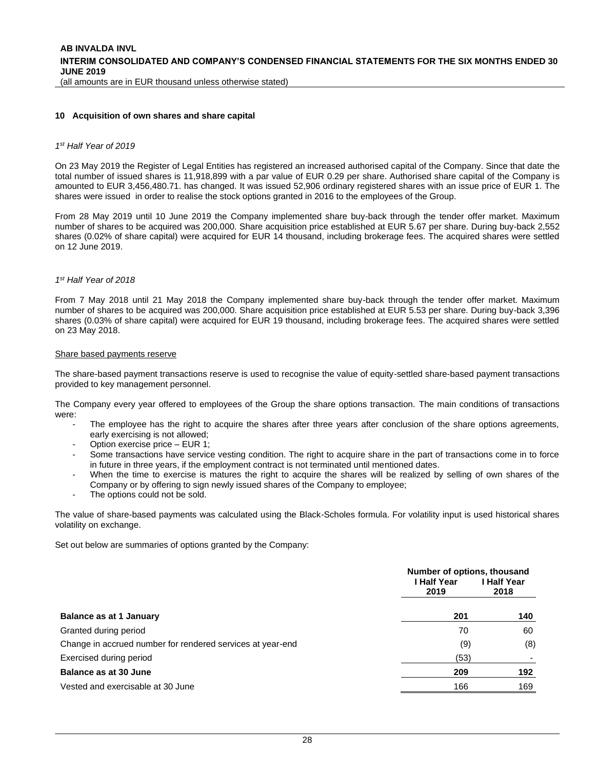## 10 Acquisition of own shares and share capital

*1st Half Year of 2019*

On 23 May 2019 the Register of Legal Entities has registered an increased authorised capital of the Company. Since that date the total number of issued shares is 11,918,899 with a par value of EUR 0.29 per share. Authorised share capital of the Company is amounted to EUR 3,456,480.71. has changed. It was issued 52,906 ordinary registered shares with an issue price of EUR 1. The shares were issued in order to realise the stock options granted in 2016 to the employees of the Group.

From 28 May 2019 until 10 June 2019 the Company implemented share buy-back through the tender offer market. Maximum number of shares to be acquired was 200,000. Share acquisition price established at EUR 5.67 per share. During buy-back 2,552 shares (0.02% of share capital) were acquired for EUR 14 thousand, including brokerage fees. The acquired shares were settled on 12 June 2019.

*1st Half Year of 2018*

From 7 May 2018 until 21 May 2018 the Company implemented share buy-back through the tender offer market. Maximum number of shares to be acquired was 200,000. Share acquisition price established at EUR 5.53 per share. During buy-back 3,396 shares (0.03% of share capital) were acquired for EUR 19 thousand, including brokerage fees. The acquired shares were settled on 23 May 2018.

Share based payments reserve

The share-based payment transactions reserve is used to recognise the value of equity-settled share-based payment transactions provided to key management personnel.

The Company every year offered to employees of the Group the share options transaction. The main conditions of transactions were:

- The employee has the right to acquire the shares after three years after conclusion of the share options agreements, early exercising is not allowed;
- Option exercise price – EUR 1;
- Some transactions have service vesting condition. The right to acquire share in the part of transactions come in to force in future in three years, if the employment contract is not terminated until mentioned dates.
- When the time to exercise is matures the right to acquire the shares will be realized by selling of own shares of the Company or by offering to sign newly issued shares of the Company to employee;
- The options could not be sold.

The value of share-based payments was calculated using the Black-Scholes formula. For volatility input is used historical shares volatility on exchange.

Set out below are summaries of options granted by the Company:

| | Number of options, thousand | |
|---|---|---|
| | I Half Year 2019 | I Half Year 2018 |
| **Balance as at 1 January** | **201** | **140** |
| Granted during period | 70 | 60 |
| Change in accrued number for rendered services at year-end | (9) | (8) |
| Exercised during period | (53) | - |
| **Balance as at 30 June** | **209** | **192** |
| Vested and exercisable at 30 June | 166 | 169 |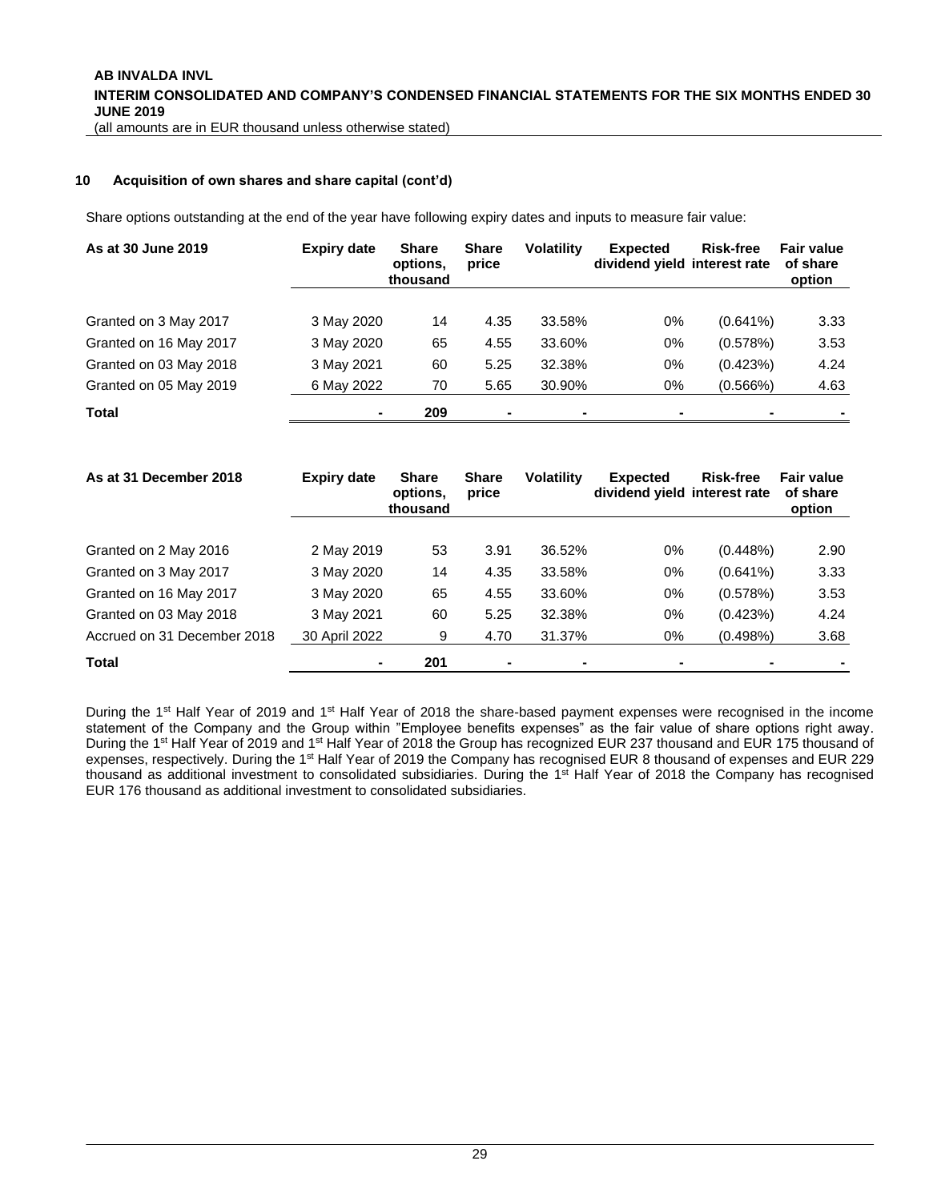### 10 Acquisition of own shares and share capital (cont'd)

Share options outstanding at the end of the year have following expiry dates and inputs to measure fair value:

| As at 30 June 2019 | Expiry date | Share options, thousand | Share price | Volatility | Expected dividend yield | Risk-free interest rate | Fair value of share option |
|---|---|---|---|---|---|---|---|
| Granted on 3 May 2017 | 3 May 2020 | 14 | 4.35 | 33.58% | 0% | (0.641%) | 3.33 |
| Granted on 16 May 2017 | 3 May 2020 | 65 | 4.55 | 33.60% | 0% | (0.578%) | 3.53 |
| Granted on 03 May 2018 | 3 May 2021 | 60 | 5.25 | 32.38% | 0% | (0.423%) | 4.24 |
| Granted on 05 May 2019 | 6 May 2022 | 70 | 5.65 | 30.90% | 0% | (0.566%) | 4.63 |
| **Total** | - | **209** | - | - | - | - | - |

| As at 31 December 2018 | Expiry date | Share options, thousand | Share price | Volatility | Expected dividend yield | Risk-free interest rate | Fair value of share option |
|---|---|---|---|---|---|---|---|
| Granted on 2 May 2016 | 2 May 2019 | 53 | 3.91 | 36.52% | 0% | (0.448%) | 2.90 |
| Granted on 3 May 2017 | 3 May 2020 | 14 | 4.35 | 33.58% | 0% | (0.641%) | 3.33 |
| Granted on 16 May 2017 | 3 May 2020 | 65 | 4.55 | 33.60% | 0% | (0.578%) | 3.53 |
| Granted on 03 May 2018 | 3 May 2021 | 60 | 5.25 | 32.38% | 0% | (0.423%) | 4.24 |
| Accrued on 31 December 2018 | 30 April 2022 | 9 | 4.70 | 31.37% | 0% | (0.498%) | 3.68 |
| **Total** | - | **201** | - | - | - | - | - |

During the 1st Half Year of 2019 and 1st Half Year of 2018 the share-based payment expenses were recognised in the income statement of the Company and the Group within "Employee benefits expenses" as the fair value of share options right away. During the 1st Half Year of 2019 and 1st Half Year of 2018 the Group has recognized EUR 237 thousand and EUR 175 thousand of expenses, respectively. During the 1st Half Year of 2019 the Company has recognised EUR 8 thousand of expenses and EUR 229 thousand as additional investment to consolidated subsidiaries. During the 1st Half Year of 2018 the Company has recognised EUR 176 thousand as additional investment to consolidated subsidiaries.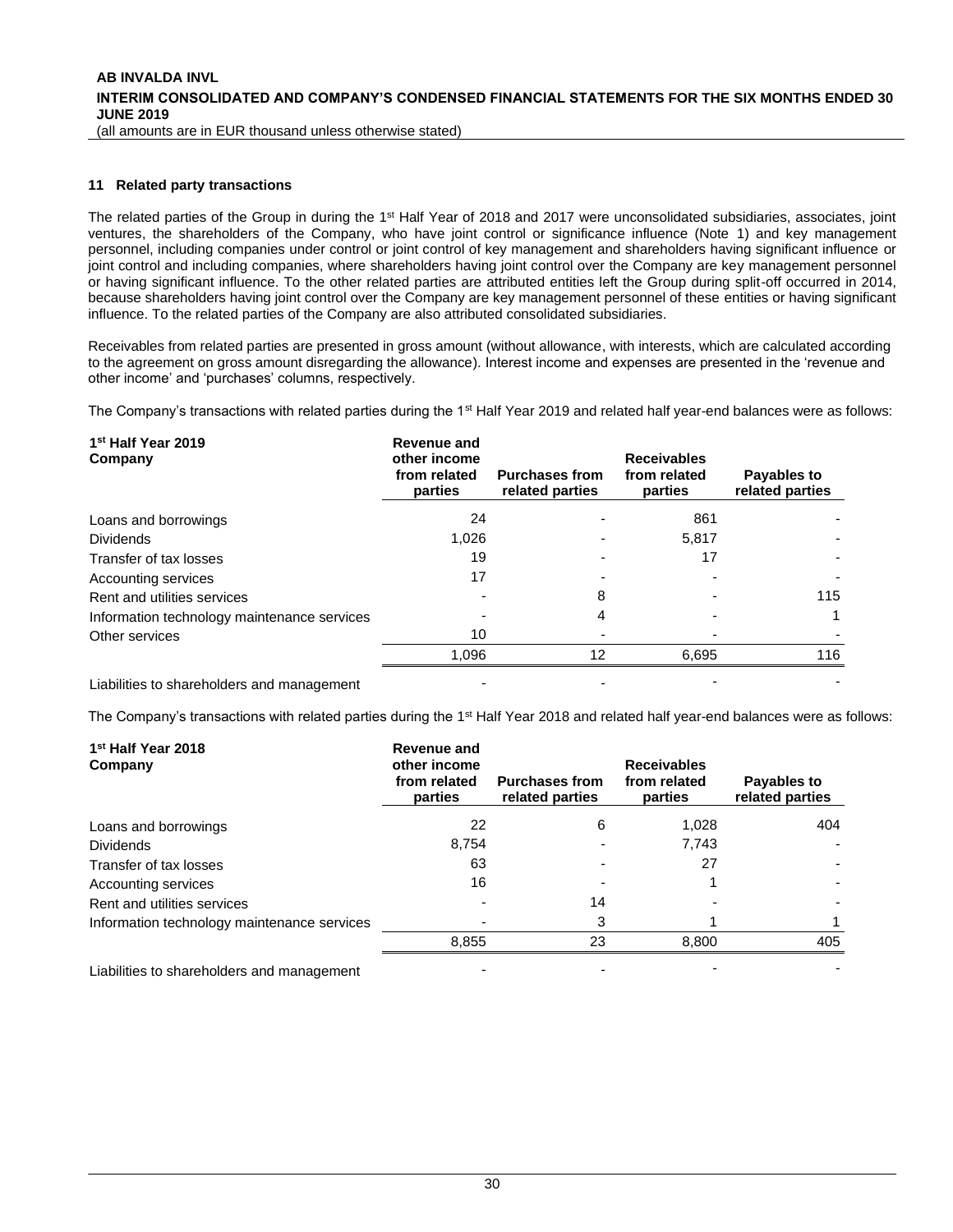## 11 Related party transactions

The related parties of the Group in during the 1st Half Year of 2018 and 2017 were unconsolidated subsidiaries, associates, joint ventures, the shareholders of the Company, who have joint control or significance influence (Note 1) and key management personnel, including companies under control or joint control of key management and shareholders having significant influence or joint control and including companies, where shareholders having joint control over the Company are key management personnel or having significant influence. To the other related parties are attributed entities left the Group during split-off occurred in 2014, because shareholders having joint control over the Company are key management personnel of these entities or having significant influence. To the related parties of the Company are also attributed consolidated subsidiaries.

Receivables from related parties are presented in gross amount (without allowance, with interests, which are calculated according to the agreement on gross amount disregarding the allowance). Interest income and expenses are presented in the 'revenue and other income' and 'purchases' columns, respectively.

The Company's transactions with related parties during the 1st Half Year 2019 and related half year-end balances were as follows:

| 1st Half Year 2019 Company | Revenue and other income from related parties | Purchases from related parties | Receivables from related parties | Payables to related parties |
|---|---|---|---|---|
| Loans and borrowings | 24 | - | 861 | - |
| Dividends | 1,026 | - | 5,817 | - |
| Transfer of tax losses | 19 | - | 17 | - |
| Accounting services | 17 | - | - | - |
| Rent and utilities services | - | 8 | - | 115 |
| Information technology maintenance services | - | 4 | - | 1 |
| Other services | 10 | - | - | - |
| | 1,096 | 12 | 6,695 | 116 |
| Liabilities to shareholders and management | - | - | - | - |

The Company's transactions with related parties during the 1st Half Year 2018 and related half year-end balances were as follows:

| 1st Half Year 2018 Company | Revenue and other income from related parties | Purchases from related parties | Receivables from related parties | Payables to related parties |
|---|---|---|---|---|
| Loans and borrowings | 22 | 6 | 1,028 | 404 |
| Dividends | 8,754 | - | 7,743 | - |
| Transfer of tax losses | 63 | - | 27 | - |
| Accounting services | 16 | - | 1 | - |
| Rent and utilities services | - | 14 | - | - |
| Information technology maintenance services | - | 3 | 1 | 1 |
| | 8,855 | 23 | 8,800 | 405 |
| Liabilities to shareholders and management | - | - | - | - |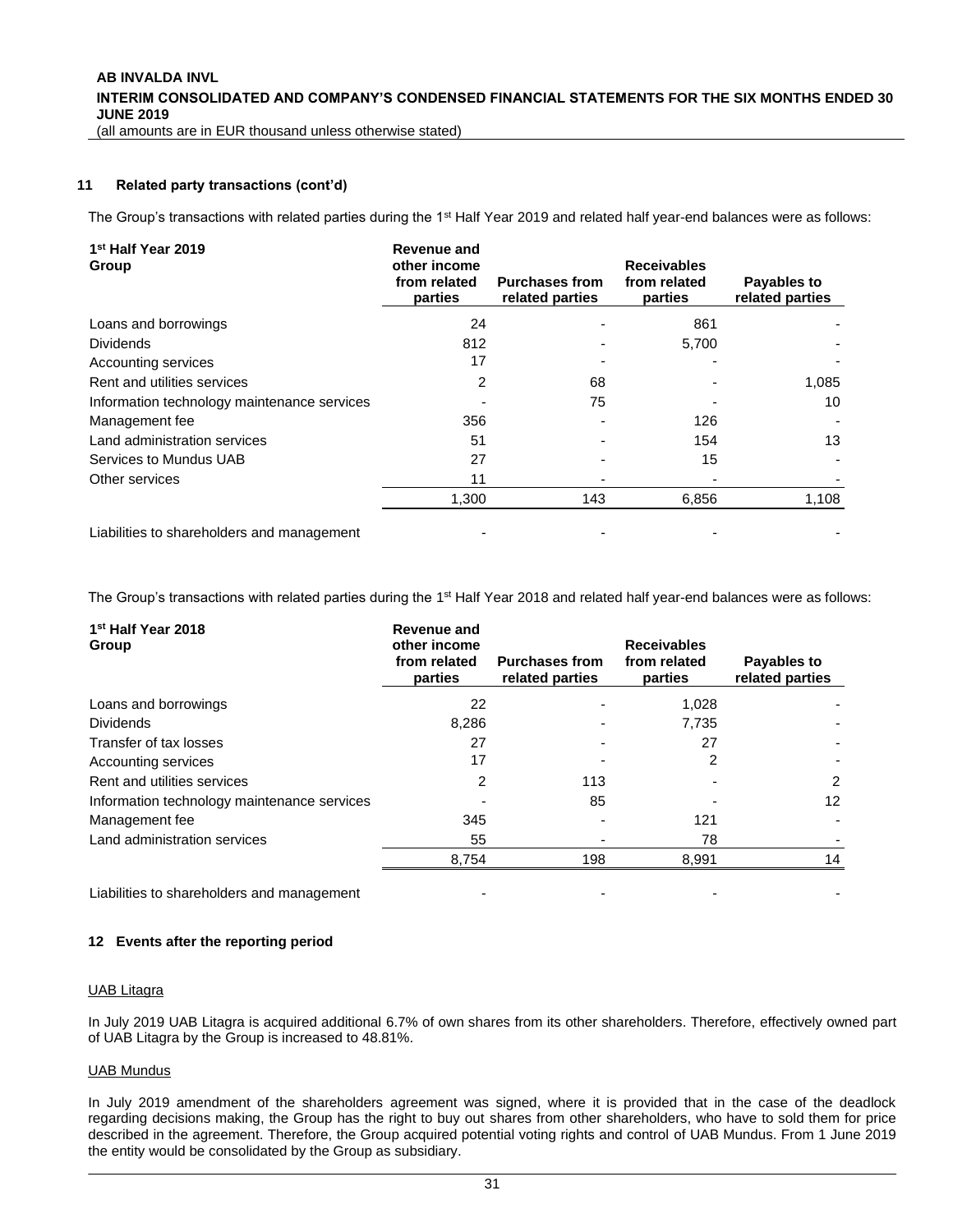## 11 Related party transactions (cont'd)

The Group's transactions with related parties during the 1st Half Year 2019 and related half year-end balances were as follows:

| 1st Half Year 2019 Group | Revenue and other income from related parties | Purchases from related parties | Receivables from related parties | Payables to related parties |
|---|---|---|---|---|
| Loans and borrowings | 24 | - | 861 | - |
| Dividends | 812 | - | 5,700 | - |
| Accounting services | 17 | - | - | - |
| Rent and utilities services | 2 | 68 | - | 1,085 |
| Information technology maintenance services | - | 75 | - | 10 |
| Management fee | 356 | - | 126 | - |
| Land administration services | 51 | - | 154 | 13 |
| Services to Mundus UAB | 27 | - | 15 | - |
| Other services | 11 | - | - | - |
| | 1,300 | 143 | 6,856 | 1,108 |
| Liabilities to shareholders and management | - | - | - | - |

The Group's transactions with related parties during the 1st Half Year 2018 and related half year-end balances were as follows:

| 1st Half Year 2018 Group | Revenue and other income from related parties | Purchases from related parties | Receivables from related parties | Payables to related parties |
|---|---|---|---|---|
| Loans and borrowings | 22 | - | 1,028 | - |
| Dividends | 8,286 | - | 7,735 | - |
| Transfer of tax losses | 27 | - | 27 | - |
| Accounting services | 17 | - | 2 | - |
| Rent and utilities services | 2 | 113 | - | 2 |
| Information technology maintenance services | - | 85 | - | 12 |
| Management fee | 345 | - | 121 | - |
| Land administration services | 55 | - | 78 | - |
| | 8,754 | 198 | 8,991 | 14 |
| Liabilities to shareholders and management | - | - | - | - |

## 12 Events after the reporting period

UAB Litagra

In July 2019 UAB Litagra is acquired additional 6.7% of own shares from its other shareholders. Therefore, effectively owned part of UAB Litagra by the Group is increased to 48.81%.

UAB Mundus

In July 2019 amendment of the shareholders agreement was signed, where it is provided that in the case of the deadlock regarding decisions making, the Group has the right to buy out shares from other shareholders, who have to sold them for price described in the agreement. Therefore, the Group acquired potential voting rights and control of UAB Mundus. From 1 June 2019 the entity would be consolidated by the Group as subsidiary.